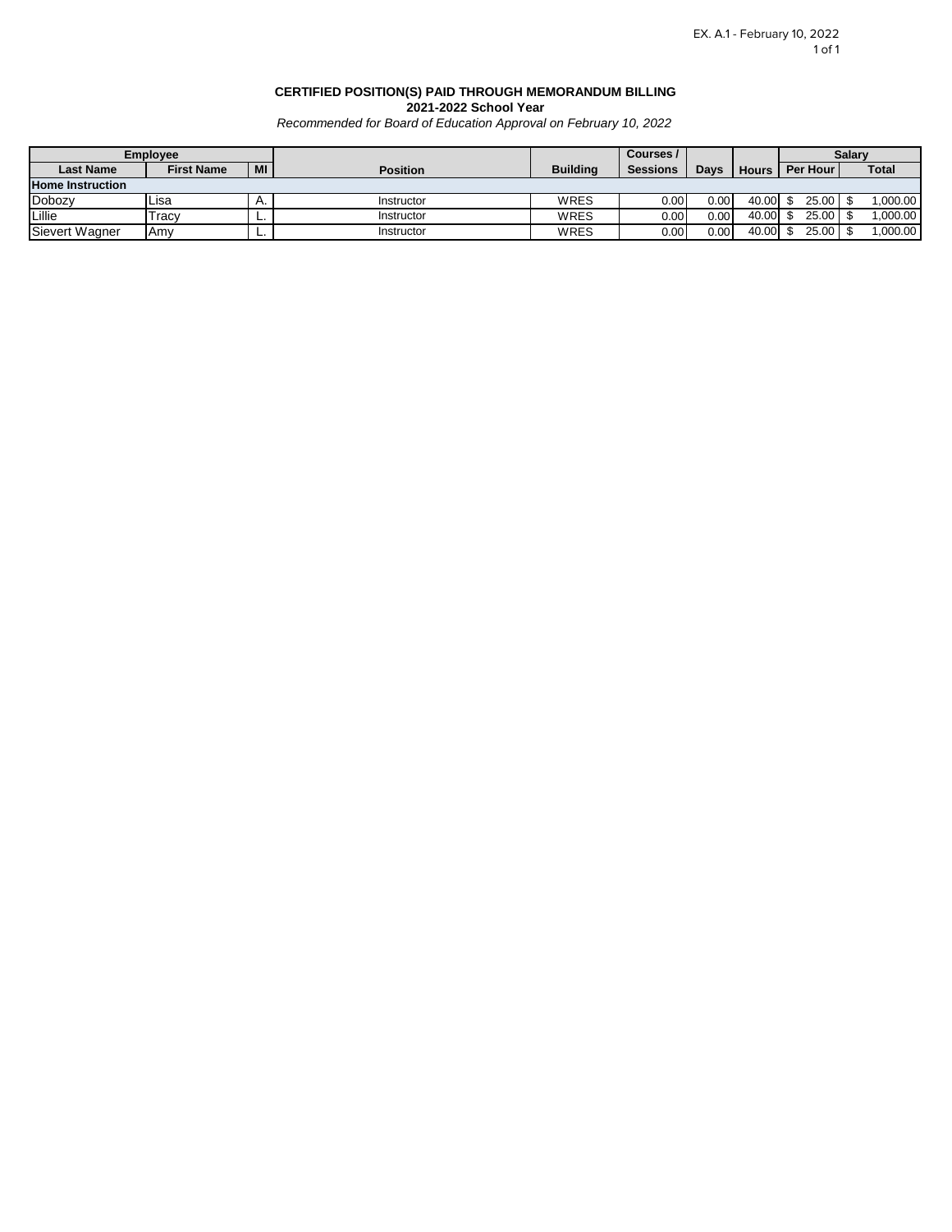EX. A.1 - February 10, 2022

**CERTIFIED POSITION(S) PAID THROUGH MEMORANDUM BILLING**
**2021-2022 School Year**
*Recommended for Board of Education Approval on February 10, 2022*

| Employee | | | | | Courses / | | | Salary | |
|---|---|---|---|---|---|---|---|---|---|
| Last Name | First Name | MI | Position | Building | Sessions | Days | Hours | Per Hour | Total |
| **Home Instruction** | | | | | | | | | |
| Dobozy | Lisa | A. | Instructor | WRES | 0.00 | 0.00 | 40.00 | $ 25.00 | $ 1,000.00 |
| Lillie | Tracy | L. | Instructor | WRES | 0.00 | 0.00 | 40.00 | $ 25.00 | $ 1,000.00 |
| Sievert Wagner | Amy | L. | Instructor | WRES | 0.00 | 0.00 | 40.00 | $ 25.00 | $ 1,000.00 |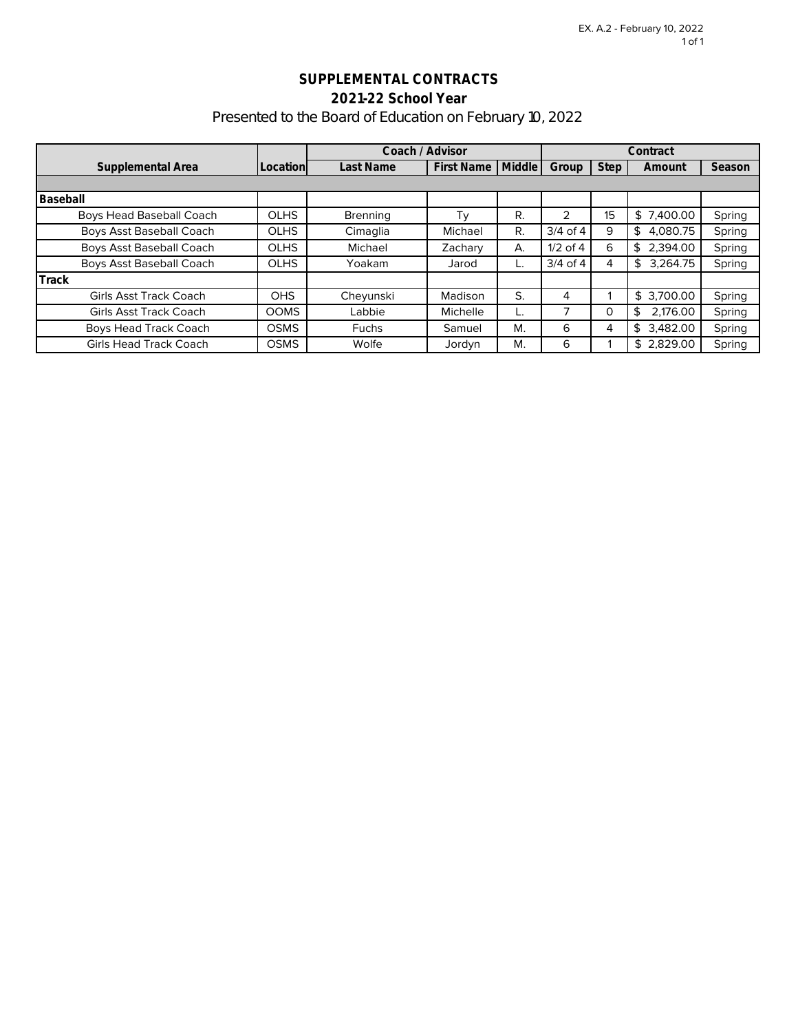EX. A.2 - February 10, 2022

**SUPPLEMENTAL CONTRACTS**

**2021-22 School Year**

Presented to the Board of Education on February 10, 2022

| Supplemental Area | Location | Coach / Advisor | | | Contract | | | |
|---|---|---|---|---|---|---|---|---|
| | | Last Name | First Name | Middle | Group | Step | Amount | Season |
| | | | | | | | | |
| **Baseball** | | | | | | | | |
| Boys Head Baseball Coach | OLHS | Brenning | Ty | R. | 2 | 15 | $ 7,400.00 | Spring |
| Boys Asst Baseball Coach | OLHS | Cimaglia | Michael | R. | 3/4 of 4 | 9 | $ 4,080.75 | Spring |
| Boys Asst Baseball Coach | OLHS | Michael | Zachary | A. | 1/2 of 4 | 6 | $ 2,394.00 | Spring |
| Boys Asst Baseball Coach | OLHS | Yoakam | Jarod | L. | 3/4 of 4 | 4 | $ 3,264.75 | Spring |
| **Track** | | | | | | | | |
| Girls Asst Track Coach | OHS | Cheyunski | Madison | S. | 4 | 1 | $ 3,700.00 | Spring |
| Girls Asst Track Coach | OOMS | Labbie | Michelle | L. | 7 | 0 | $ 2,176.00 | Spring |
| Boys Head Track Coach | OSMS | Fuchs | Samuel | M. | 6 | 4 | $ 3,482.00 | Spring |
| Girls Head Track Coach | OSMS | Wolfe | Jordyn | M. | 6 | 1 | $ 2,829.00 | Spring |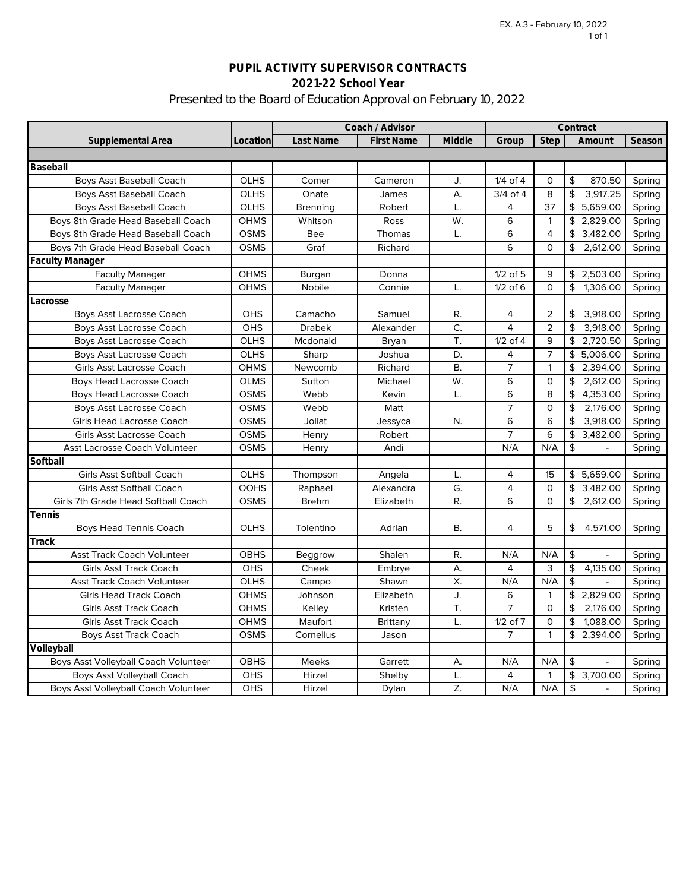**PUPIL ACTIVITY SUPERVISOR CONTRACTS**

**2021-22 School Year**

Presented to the Board of Education Approval on February 10, 2022

| Supplemental Area | Location | Coach / Advisor | | | Contract | | | |
|---|---|---|---|---|---|---|---|---|
| | | Last Name | First Name | Middle | Group | Step | Amount | Season |
| **Baseball** | | | | | | | | |
| Boys Asst Baseball Coach | OLHS | Comer | Cameron | J. | 1/4 of 4 | 0 | $ 870.50 | Spring |
| Boys Asst Baseball Coach | OLHS | Onate | James | A. | 3/4 of 4 | 8 | $ 3,917.25 | Spring |
| Boys Asst Baseball Coach | OLHS | Brenning | Robert | L. | 4 | 37 | $ 5,659.00 | Spring |
| Boys 8th Grade Head Baseball Coach | OHMS | Whitson | Ross | W. | 6 | 1 | $ 2,829.00 | Spring |
| Boys 8th Grade Head Baseball Coach | OSMS | Bee | Thomas | L. | 6 | 4 | $ 3,482.00 | Spring |
| Boys 7th Grade Head Baseball Coach | OSMS | Graf | Richard | | 6 | 0 | $ 2,612.00 | Spring |
| **Faculty Manager** | | | | | | | | |
| Faculty Manager | OHMS | Burgan | Donna | | 1/2 of 5 | 9 | $ 2,503.00 | Spring |
| Faculty Manager | OHMS | Nobile | Connie | L. | 1/2 of 6 | 0 | $ 1,306.00 | Spring |
| **Lacrosse** | | | | | | | | |
| Boys Asst Lacrosse Coach | OHS | Camacho | Samuel | R. | 4 | 2 | $ 3,918.00 | Spring |
| Boys Asst Lacrosse Coach | OHS | Drabek | Alexander | C. | 4 | 2 | $ 3,918.00 | Spring |
| Boys Asst Lacrosse Coach | OLHS | Mcdonald | Bryan | T. | 1/2 of 4 | 9 | $ 2,720.50 | Spring |
| Boys Asst Lacrosse Coach | OLHS | Sharp | Joshua | D. | 4 | 7 | $ 5,006.00 | Spring |
| Girls Asst Lacrosse Coach | OHMS | Newcomb | Richard | B. | 7 | 1 | $ 2,394.00 | Spring |
| Boys Head Lacrosse Coach | OLMS | Sutton | Michael | W. | 6 | 0 | $ 2,612.00 | Spring |
| Boys Head Lacrosse Coach | OSMS | Webb | Kevin | L. | 6 | 8 | $ 4,353.00 | Spring |
| Boys Asst Lacrosse Coach | OSMS | Webb | Matt | | 7 | 0 | $ 2,176.00 | Spring |
| Girls Head Lacrosse Coach | OSMS | Joliat | Jessyca | N. | 6 | 6 | $ 3,918.00 | Spring |
| Girls Asst Lacrosse Coach | OSMS | Henry | Robert | | 7 | 6 | $ 3,482.00 | Spring |
| Asst Lacrosse Coach Volunteer | OSMS | Henry | Andi | | N/A | N/A | $ - | Spring |
| **Softball** | | | | | | | | |
| Girls Asst Softball Coach | OLHS | Thompson | Angela | L. | 4 | 15 | $ 5,659.00 | Spring |
| Girls Asst Softball Coach | OOHS | Raphael | Alexandra | G. | 4 | 0 | $ 3,482.00 | Spring |
| Girls 7th Grade Head Softball Coach | OSMS | Brehm | Elizabeth | R. | 6 | 0 | $ 2,612.00 | Spring |
| **Tennis** | | | | | | | | |
| Boys Head Tennis Coach | OLHS | Tolentino | Adrian | B. | 4 | 5 | $ 4,571.00 | Spring |
| **Track** | | | | | | | | |
| Asst Track Coach Volunteer | OBHS | Beggrow | Shalen | R. | N/A | N/A | $ - | Spring |
| Girls Asst Track Coach | OHS | Cheek | Embrye | A. | 4 | 3 | $ 4,135.00 | Spring |
| Asst Track Coach Volunteer | OLHS | Campo | Shawn | X. | N/A | N/A | $ - | Spring |
| Girls Head Track Coach | OHMS | Johnson | Elizabeth | J. | 6 | 1 | $ 2,829.00 | Spring |
| Girls Asst Track Coach | OHMS | Kelley | Kristen | T. | 7 | 0 | $ 2,176.00 | Spring |
| Girls Asst Track Coach | OHMS | Maufort | Brittany | L. | 1/2 of 7 | 0 | $ 1,088.00 | Spring |
| Boys Asst Track Coach | OSMS | Cornelius | Jason | | 7 | 1 | $ 2,394.00 | Spring |
| **Volleyball** | | | | | | | | |
| Boys Asst Volleyball Coach Volunteer | OBHS | Meeks | Garrett | A. | N/A | N/A | $ - | Spring |
| Boys Asst Volleyball Coach | OHS | Hirzel | Shelby | L. | 4 | 1 | $ 3,700.00 | Spring |
| Boys Asst Volleyball Coach Volunteer | OHS | Hirzel | Dylan | Z. | N/A | N/A | $ - | Spring |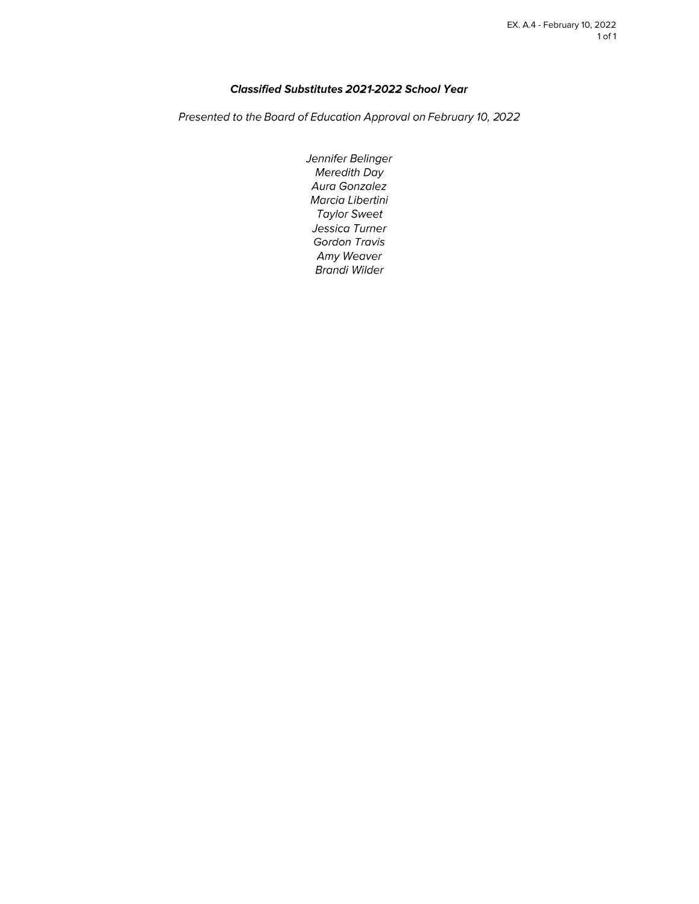***Classified Substitutes 2021-2022 School Year***

*Presented to the Board of Education Approval on February 10, 2022*

*Jennifer Belinger*
*Meredith Day*
*Aura Gonzalez*
*Marcia Libertini*
*Taylor Sweet*
*Jessica Turner*
*Gordon Travis*
*Amy Weaver*
*Brandi Wilder*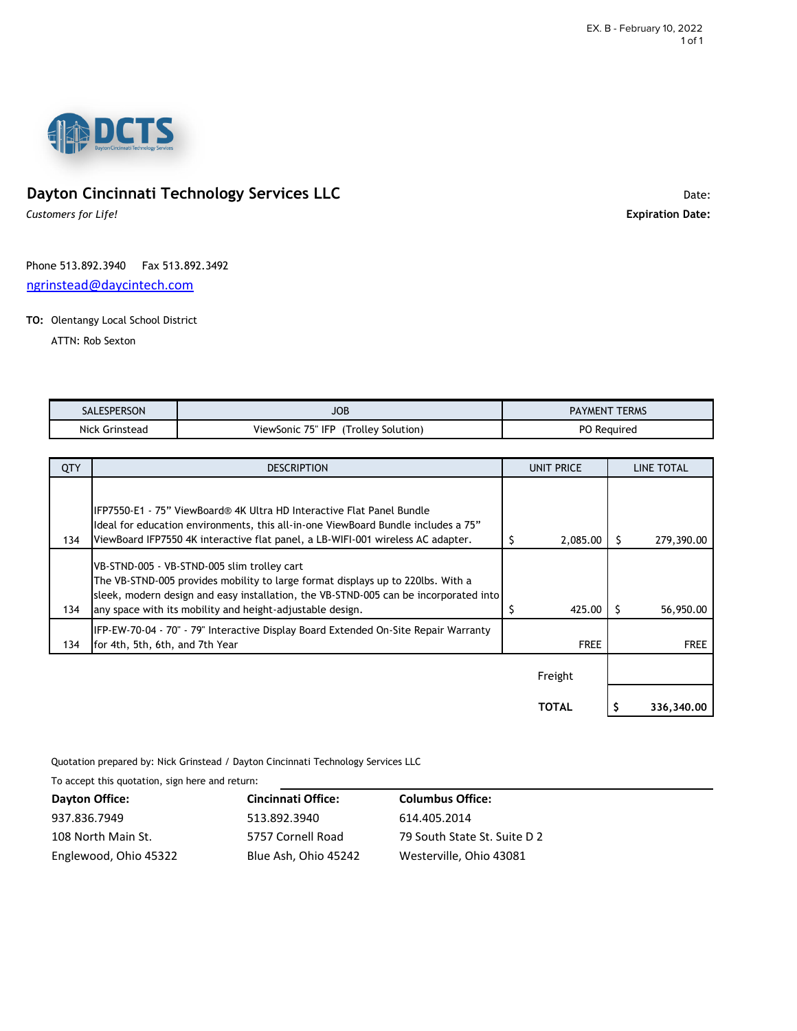EX. B - February 10, 2022

DCTS Dayton Cincinnati Technology Services

## Dayton Cincinnati Technology Services LLC

*Customers for Life!*

Date:

**Expiration Date:**

Phone 513.892.3940     Fax 513.892.3492

ngrinstead@daycintech.com

**TO:** Olentangy Local School District

ATTN: Rob Sexton

| SALESPERSON | JOB | PAYMENT TERMS |
|---|---|---|
| Nick Grinstead | ViewSonic 75" IFP (Trolley Solution) | PO Required |

| QTY | DESCRIPTION | UNIT PRICE | LINE TOTAL |
|---|---|---|---|
| 134 | IFP7550-E1 - 75” ViewBoard® 4K Ultra HD Interactive Flat Panel Bundle Ideal for education environments, this all-in-one ViewBoard Bundle includes a 75” ViewBoard IFP7550 4K interactive flat panel, a LB-WIFI-001 wireless AC adapter. | $ 2,085.00 | $ 279,390.00 |
| 134 | VB-STND-005 - VB-STND-005 slim trolley cart The VB-STND-005 provides mobility to large format displays up to 220lbs. With a sleek, modern design and easy installation, the VB-STND-005 can be incorporated into any space with its mobility and height-adjustable design. | $ 425.00 | $ 56,950.00 |
| 134 | IFP-EW-70-04 - 70" - 79" Interactive Display Board Extended On-Site Repair Warranty for 4th, 5th, 6th, and 7th Year | FREE | FREE |
| | | Freight | |
| | | **TOTAL** | **$ 336,340.00** |

Quotation prepared by: Nick Grinstead / Dayton Cincinnati Technology Services LLC

To accept this quotation, sign here and return: ______________________________

**Dayton Office:**
937.836.7949
108 North Main St.
Englewood, Ohio 45322

**Cincinnati Office:**
513.892.3940
5757 Cornell Road
Blue Ash, Ohio 45242

**Columbus Office:**
614.405.2014
79 South State St. Suite D 2
Westerville, Ohio 43081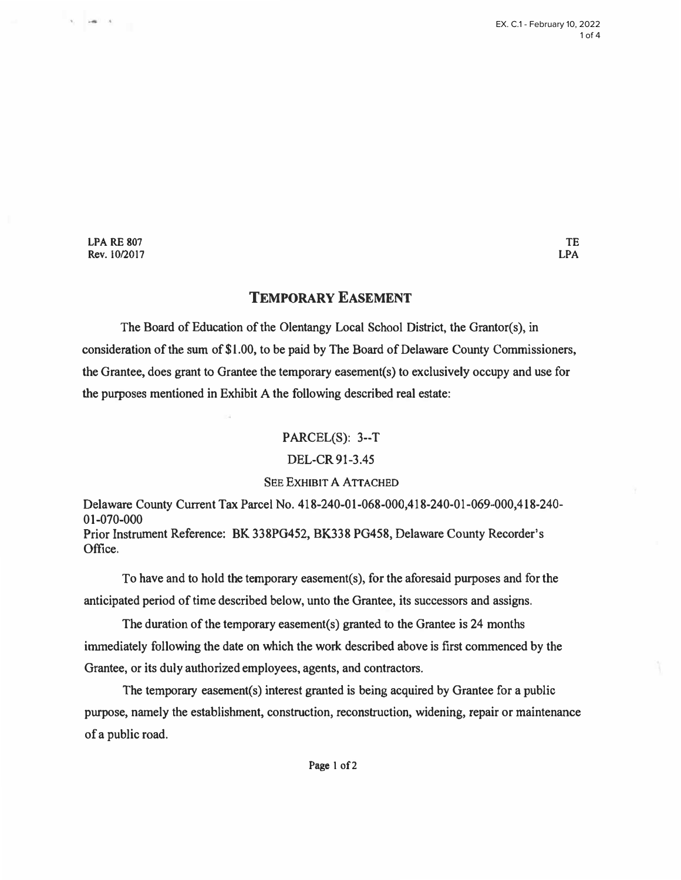LPA RE 807
Rev. 10/2017

TE
LPA

# TEMPORARY EASEMENT

The Board of Education of the Olentangy Local School District, the Grantor(s), in consideration of the sum of $1.00, to be paid by The Board of Delaware County Commissioners, the Grantee, does grant to Grantee the temporary easement(s) to exclusively occupy and use for the purposes mentioned in Exhibit A the following described real estate:

PARCEL(S): 3--T

DEL-CR 91-3.45

SEE EXHIBIT A ATTACHED

Delaware County Current Tax Parcel No. 418-240-01-068-000,418-240-01-069-000,418-240-01-070-000
Prior Instrument Reference: BK 338PG452, BK338 PG458, Delaware County Recorder's Office.

To have and to hold the temporary easement(s), for the aforesaid purposes and for the anticipated period of time described below, unto the Grantee, its successors and assigns.

The duration of the temporary easement(s) granted to the Grantee is 24 months immediately following the date on which the work described above is first commenced by the Grantee, or its duly authorized employees, agents, and contractors.

The temporary easement(s) interest granted is being acquired by Grantee for a public purpose, namely the establishment, construction, reconstruction, widening, repair or maintenance of a public road.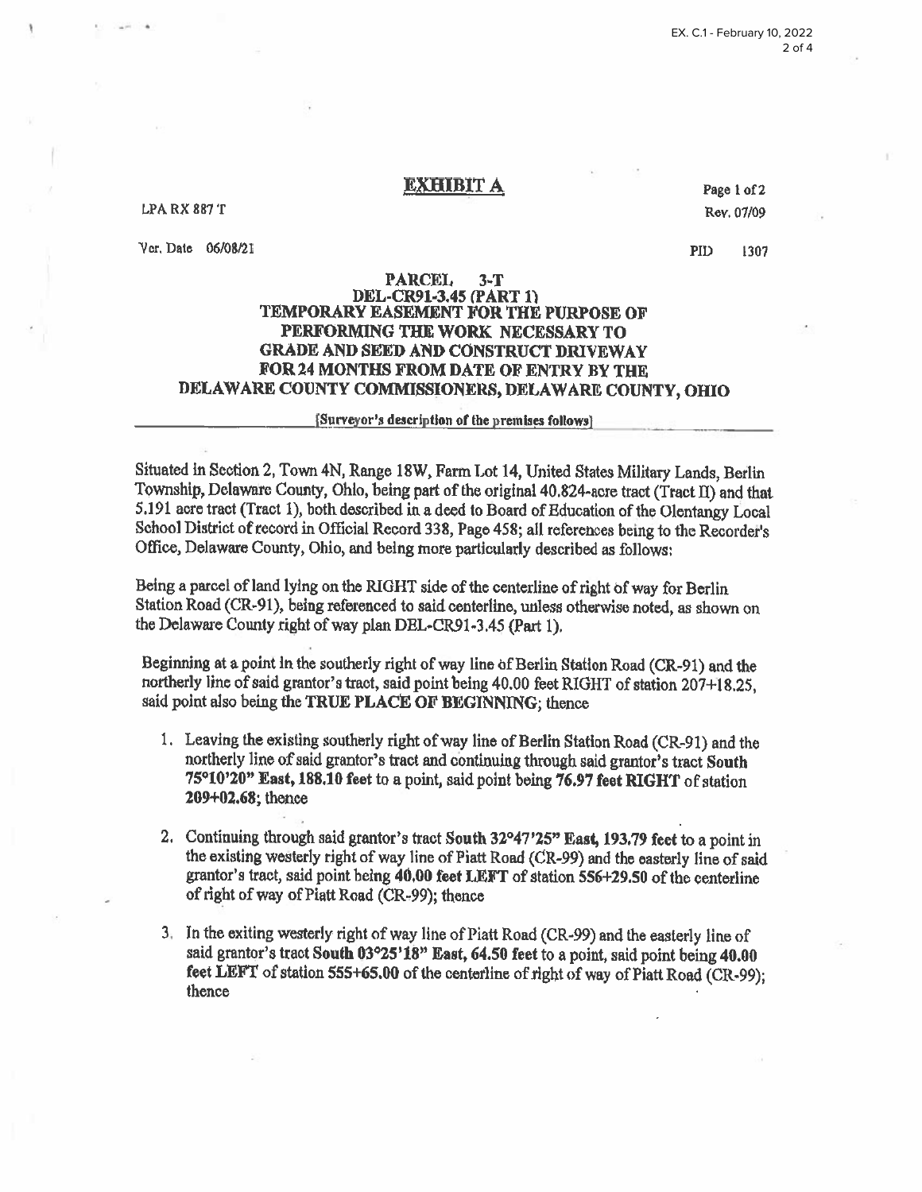# EXHIBIT A

LPA RX 887 T

Page 1 of 2

Rev. 07/09

Ver. Date 06/08/21

PID 1307

**PARCEL 3-T**
**DEL-CR91-3.45 (PART 1)**
**TEMPORARY EASEMENT FOR THE PURPOSE OF PERFORMING THE WORK NECESSARY TO GRADE AND SEED AND CONSTRUCT DRIVEWAY FOR 24 MONTHS FROM DATE OF ENTRY BY THE DELAWARE COUNTY COMMISSIONERS, DELAWARE COUNTY, OHIO**

[Surveyor's description of the premises follows]

Situated in Section 2, Town 4N, Range 18W, Farm Lot 14, United States Military Lands, Berlin Township, Delaware County, Ohio, being part of the original 40.824-acre tract (Tract II) and that 5.191 acre tract (Tract 1), both described in a deed to Board of Education of the Olentangy Local School District of record in Official Record 338, Page 458; all references being to the Recorder's Office, Delaware County, Ohio, and being more particularly described as follows:

Being a parcel of land lying on the RIGHT side of the centerline of right of way for Berlin Station Road (CR-91), being referenced to said centerline, unless otherwise noted, as shown on the Delaware County right of way plan DEL-CR91-3.45 (Part 1).

Beginning at a point in the southerly right of way line of Berlin Station Road (CR-91) and the northerly line of said grantor's tract, said point being 40.00 feet RIGHT of station 207+18.25, said point also being the **TRUE PLACE OF BEGINNING**; thence

1. Leaving the existing southerly right of way line of Berlin Station Road (CR-91) and the northerly line of said grantor's tract and continuing through said grantor's tract **South 75°10'20" East, 188.10 feet** to a point, said point being **76.97 feet RIGHT** of station **209+02.68**; thence
2. Continuing through said grantor's tract **South 32°47'25" East, 193.79 feet** to a point in the existing westerly right of way line of Piatt Road (CR-99) and the easterly line of said grantor's tract, said point being **40.00 feet LEFT** of station **556+29.50** of the centerline of right of way of Piatt Road (CR-99); thence
3. In the exiting westerly right of way line of Piatt Road (CR-99) and the easterly line of said grantor's tract **South 03°25'18" East, 64.50 feet** to a point, said point being **40.00 feet LEFT** of station **555+65.00** of the centerline of right of way of Piatt Road (CR-99); thence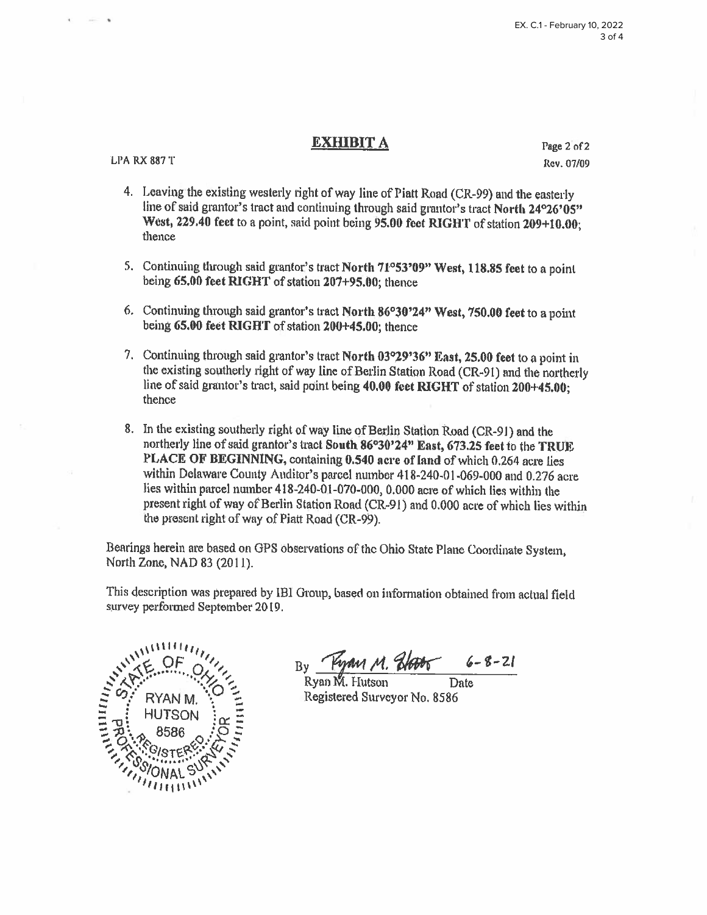# EXHIBIT A

LPA RX 887 T

Page 2 of 2

Rev. 07/09

4. Leaving the existing westerly right of way line of Piatt Road (CR-99) and the easterly line of said grantor's tract and continuing through said grantor's tract **North 24°26'05" West, 229.40 feet** to a point, said point being **95.00 feet RIGHT** of station **209+10.00**; thence

5. Continuing through said grantor's tract **North 71°53'09" West, 118.85 feet** to a point being **65.00 feet RIGHT** of station **207+95.00**; thence

6. Continuing through said grantor's tract **North 86°30'24" West, 750.00 feet** to a point being **65.00 feet RIGHT** of station **200+45.00**; thence

7. Continuing through said grantor's tract **North 03°29'36" East, 25.00 feet** to a point in the existing southerly right of way line of Berlin Station Road (CR-91) and the northerly line of said grantor's tract, said point being **40.00 feet RIGHT** of station **200+45.00**; thence

8. In the existing southerly right of way line of Berlin Station Road (CR-91) and the northerly line of said grantor's tract **South 86°30'24" East, 673.25 feet** to the **TRUE PLACE OF BEGINNING,** containing **0.540 acre of land** of which 0.264 acre lies within Delaware County Auditor's parcel number 418-240-01-069-000 and 0.276 acre lies within parcel number 418-240-01-070-000, 0.000 acre of which lies within the present right of way of Berlin Station Road (CR-91) and 0.000 acre of which lies within the present right of way of Piatt Road (CR-99).

Bearings herein are based on GPS observations of the Ohio State Plane Coordinate System, North Zone, NAD 83 (2011).

This description was prepared by IBI Group, based on information obtained from actual field survey performed September 2019.

STATE OF OHIO — RYAN M. HUTSON — 8586 — REGISTERED PROFESSIONAL SURVEYOR

By Ryan M. Hutson 6-8-21

Ryan M. Hutson Date

Registered Surveyor No. 8586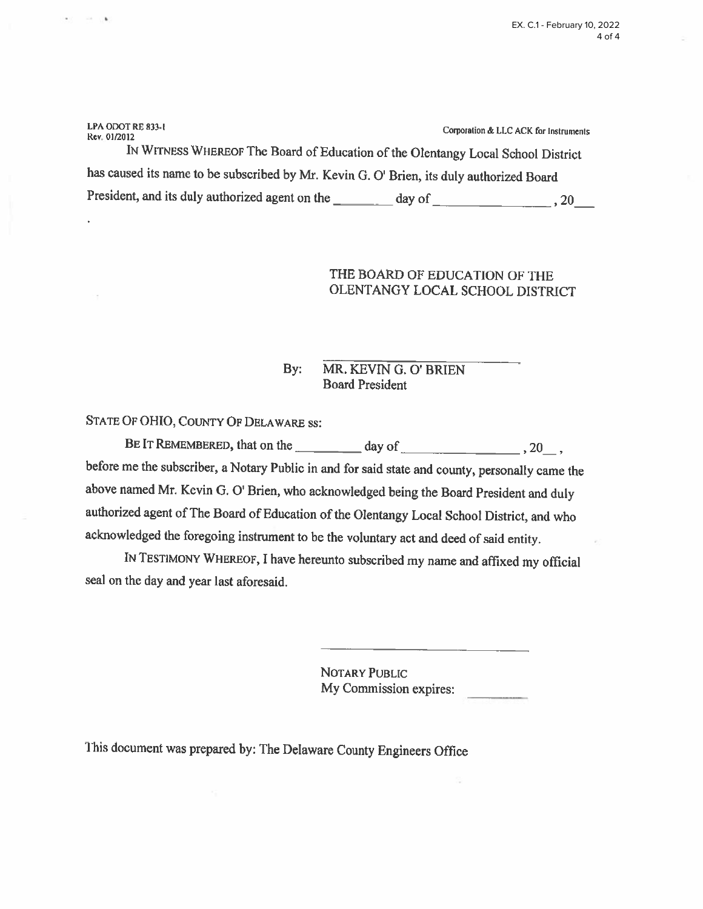LPA ODOT RE 833-1
Rev. 01/2012

Corporation & LLC ACK for Instruments

IN WITNESS WHEREOF The Board of Education of the Olentangy Local School District has caused its name to be subscribed by Mr. Kevin G. O' Brien, its duly authorized Board President, and its duly authorized agent on the ________ day of ________________, 20___

.

THE BOARD OF EDUCATION OF THE
OLENTANGY LOCAL SCHOOL DISTRICT

By: ____________________________
MR. KEVIN G. O' BRIEN
Board President

STATE OF OHIO, COUNTY OF DELAWARE ss:

BE IT REMEMBERED, that on the _________ day of ________________, 20__,
before me the subscriber, a Notary Public in and for said state and county, personally came the above named Mr. Kevin G. O' Brien, who acknowledged being the Board President and duly authorized agent of The Board of Education of the Olentangy Local School District, and who acknowledged the foregoing instrument to be the voluntary act and deed of said entity.

IN TESTIMONY WHEREOF, I have hereunto subscribed my name and affixed my official seal on the day and year last aforesaid.

____________________________
NOTARY PUBLIC
My Commission expires: ________

This document was prepared by: The Delaware County Engineers Office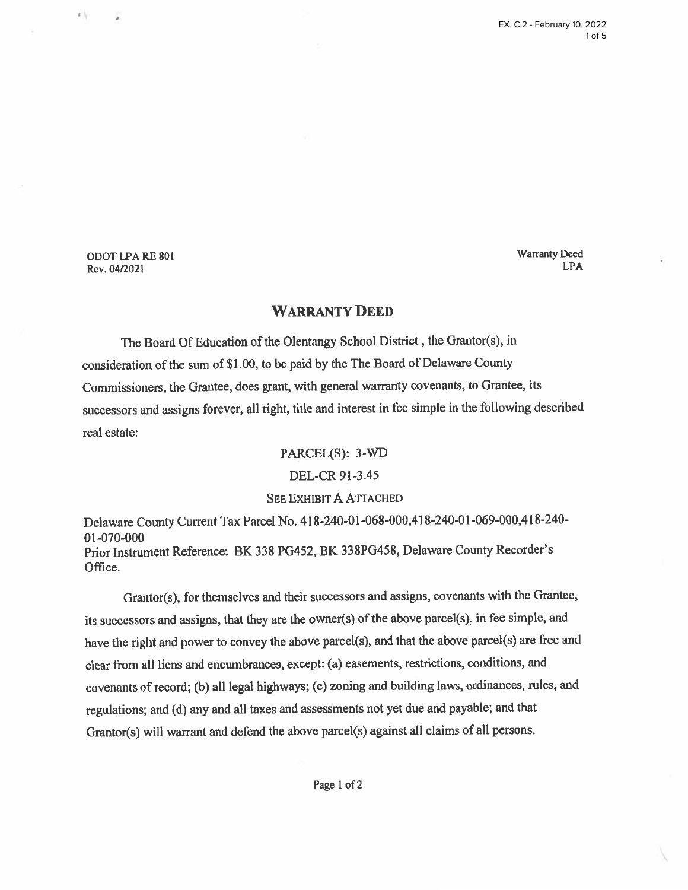ODOT LPA RE 801
Rev. 04/2021

Warranty Deed
LPA

# WARRANTY DEED

The Board Of Education of the Olentangy School District , the Grantor(s), in consideration of the sum of $1.00, to be paid by the The Board of Delaware County Commissioners, the Grantee, does grant, with general warranty covenants, to Grantee, its successors and assigns forever, all right, title and interest in fee simple in the following described real estate:

PARCEL(S): 3-WD

DEL-CR 91-3.45

SEE EXHIBIT A ATTACHED

Delaware County Current Tax Parcel No. 418-240-01-068-000,418-240-01-069-000,418-240-01-070-000
Prior Instrument Reference: BK 338 PG452, BK 338PG458, Delaware County Recorder's Office.

Grantor(s), for themselves and their successors and assigns, covenants with the Grantee, its successors and assigns, that they are the owner(s) of the above parcel(s), in fee simple, and have the right and power to convey the above parcel(s), and that the above parcel(s) are free and clear from all liens and encumbrances, except: (a) easements, restrictions, conditions, and covenants of record; (b) all legal highways; (c) zoning and building laws, ordinances, rules, and regulations; and (d) any and all taxes and assessments not yet due and payable; and that Grantor(s) will warrant and defend the above parcel(s) against all claims of all persons.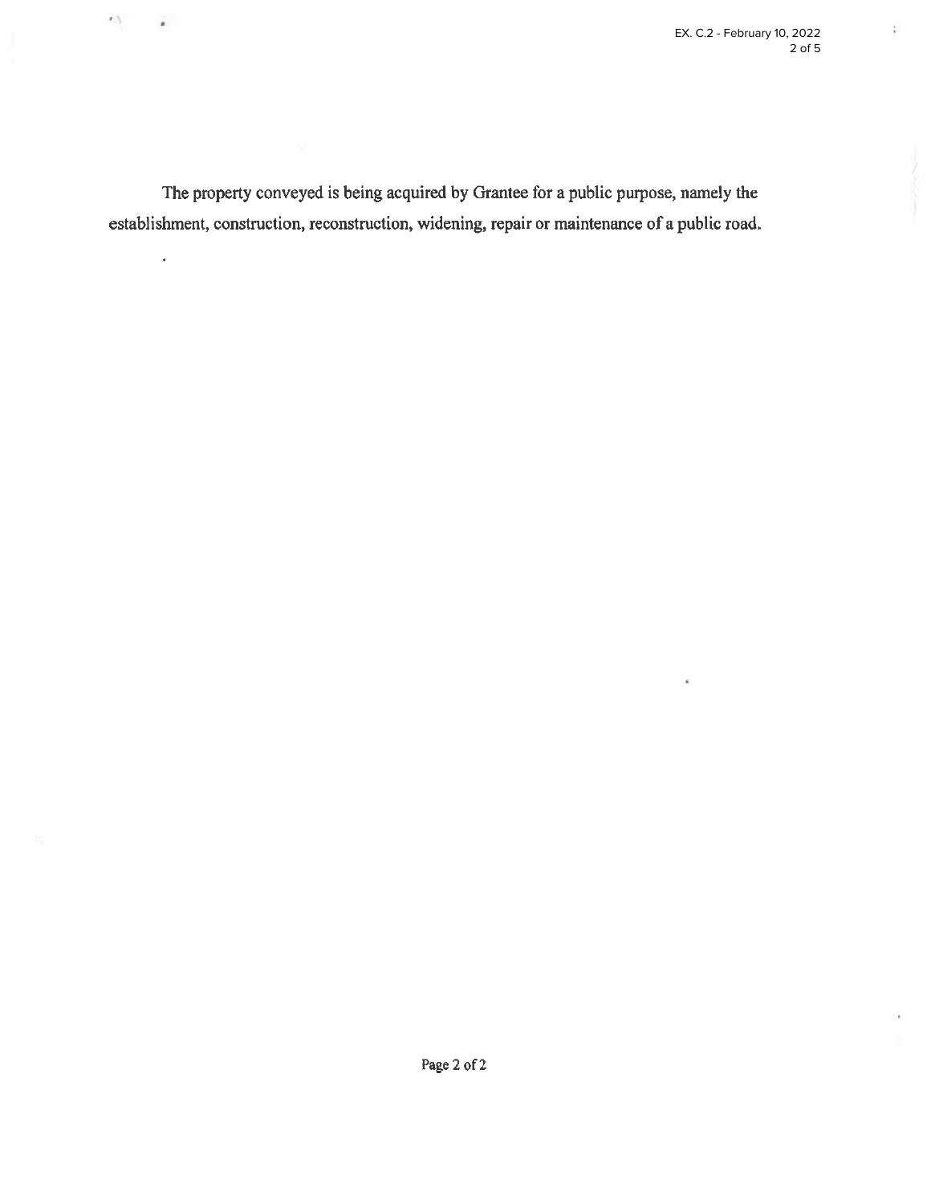The property conveyed is being acquired by Grantee for a public purpose, namely the establishment, construction, reconstruction, widening, repair or maintenance of a public road.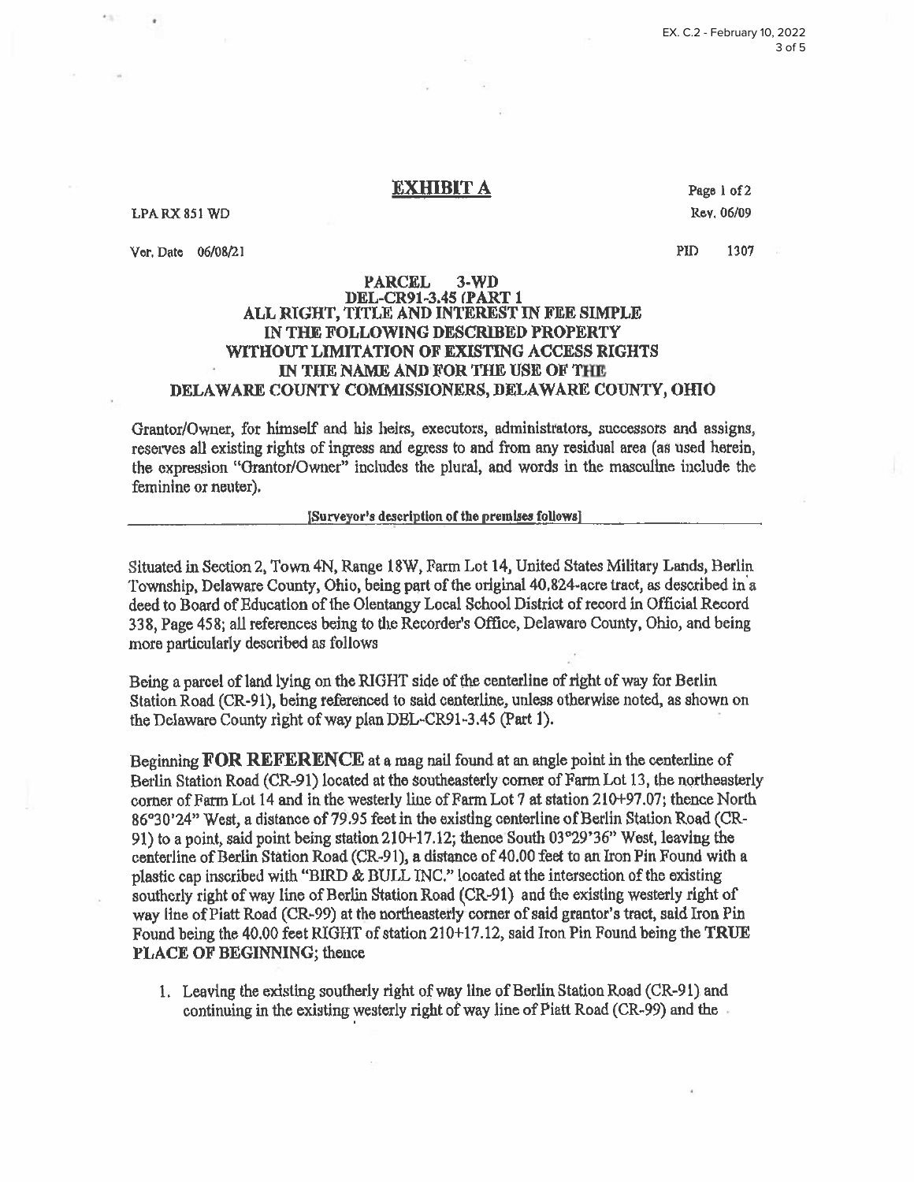# EXHIBIT A

LPA RX 851 WD

Page 1 of 2

Rev. 06/09

Ver. Date 06/08/21

PID 1307

**PARCEL 3-WD**
**DEL-CR91-3.45 (PART 1**
**ALL RIGHT, TITLE AND INTEREST IN FEE SIMPLE**
**IN THE FOLLOWING DESCRIBED PROPERTY**
**WITHOUT LIMITATION OF EXISTING ACCESS RIGHTS**
**IN THE NAME AND FOR THE USE OF THE**
**DELAWARE COUNTY COMMISSIONERS, DELAWARE COUNTY, OHIO**

Grantor/Owner, for himself and his heirs, executors, administrators, successors and assigns, reserves all existing rights of ingress and egress to and from any residual area (as used herein, the expression "Grantor/Owner" includes the plural, and words in the masculine include the feminine or neuter).

**[Surveyor's description of the premises follows]**

---

Situated in Section 2, Town 4N, Range 18W, Farm Lot 14, United States Military Lands, Berlin Township, Delaware County, Ohio, being part of the original 40.824-acre tract, as described in a deed to Board of Education of the Olentangy Local School District of record in Official Record 338, Page 458; all references being to the Recorder's Office, Delaware County, Ohio, and being more particularly described as follows

Being a parcel of land lying on the RIGHT side of the centerline of right of way for Berlin Station Road (CR-91), being referenced to said centerline, unless otherwise noted, as shown on the Delaware County right of way plan DEL-CR91-3.45 (Part 1).

Beginning **FOR REFERENCE** at a mag nail found at an angle point in the centerline of Berlin Station Road (CR-91) located at the southeasterly corner of Farm Lot 13, the northeasterly corner of Farm Lot 14 and in the westerly line of Farm Lot 7 at station 210+97.07; thence North 86°30'24" West, a distance of 79.95 feet in the existing centerline of Berlin Station Road (CR-91) to a point, said point being station 210+17.12; thence South 03°29'36" West, leaving the centerline of Berlin Station Road (CR-91), a distance of 40.00 feet to an Iron Pin Found with a plastic cap inscribed with "BIRD & BULL INC." located at the intersection of the existing southerly right of way line of Berlin Station Road (CR-91) and the existing westerly right of way line of Piatt Road (CR-99) at the northeasterly corner of said grantor's tract, said Iron Pin Found being the 40.00 feet RIGHT of station 210+17.12, said Iron Pin Found being the **TRUE PLACE OF BEGINNING**; thence

1. Leaving the existing southerly right of way line of Berlin Station Road (CR-91) and continuing in the existing westerly right of way line of Piatt Road (CR-99) and the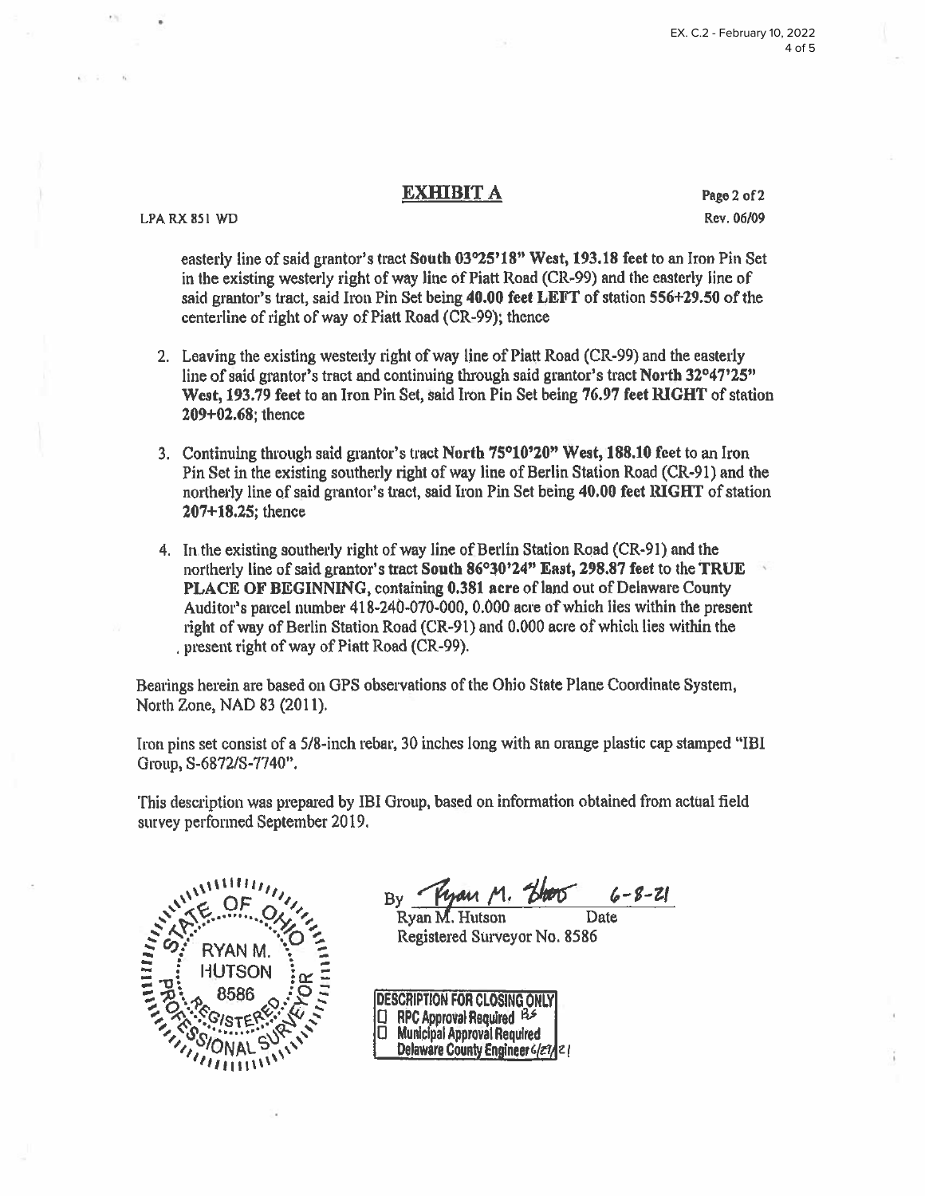# EXHIBIT A

LPA RX 851 WD

Page 2 of 2
Rev. 06/09

easterly line of said grantor's tract **South 03°25'18" West, 193.18 feet** to an Iron Pin Set in the existing westerly right of way line of Piatt Road (CR-99) and the easterly line of said grantor's tract, said Iron Pin Set being **40.00 feet LEFT** of station **556+29.50** of the centerline of right of way of Piatt Road (CR-99); thence

2. Leaving the existing westerly right of way line of Piatt Road (CR-99) and the easterly line of said grantor's tract and continuing through said grantor's tract **North 32°47'25" West, 193.79 feet** to an Iron Pin Set, said Iron Pin Set being **76.97 feet RIGHT** of station **209+02.68**; thence

3. Continuing through said grantor's tract **North 75°10'20" West, 188.10 feet** to an Iron Pin Set in the existing southerly right of way line of Berlin Station Road (CR-91) and the northerly line of said grantor's tract, said Iron Pin Set being **40.00 feet RIGHT** of station **207+18.25**; thence

4. In the existing southerly right of way line of Berlin Station Road (CR-91) and the northerly line of said grantor's tract **South 86°30'24" East, 298.87 feet** to the **TRUE PLACE OF BEGINNING**, containing **0.381 acre** of land out of Delaware County Auditor's parcel number 418-240-070-000, 0.000 acre of which lies within the present right of way of Berlin Station Road (CR-91) and 0.000 acre of which lies within the present right of way of Piatt Road (CR-99).

Bearings herein are based on GPS observations of the Ohio State Plane Coordinate System, North Zone, NAD 83 (2011).

Iron pins set consist of a 5/8-inch rebar, 30 inches long with an orange plastic cap stamped "IBI Group, S-6872/S-7740".

This description was prepared by IBI Group, based on information obtained from actual field survey performed September 2019.

STATE OF OHIO
RYAN M. HUTSON
8586
REGISTERED
PROFESSIONAL SURVEYOR

By Ryan M. Hutson 6-8-21
Ryan M. Hutson — Date
Registered Surveyor No. 8586

**DESCRIPTION FOR CLOSING ONLY**
☐ RPC Approval Required BS
☐ Municipal Approval Required
Delaware County Engineer 6/27/21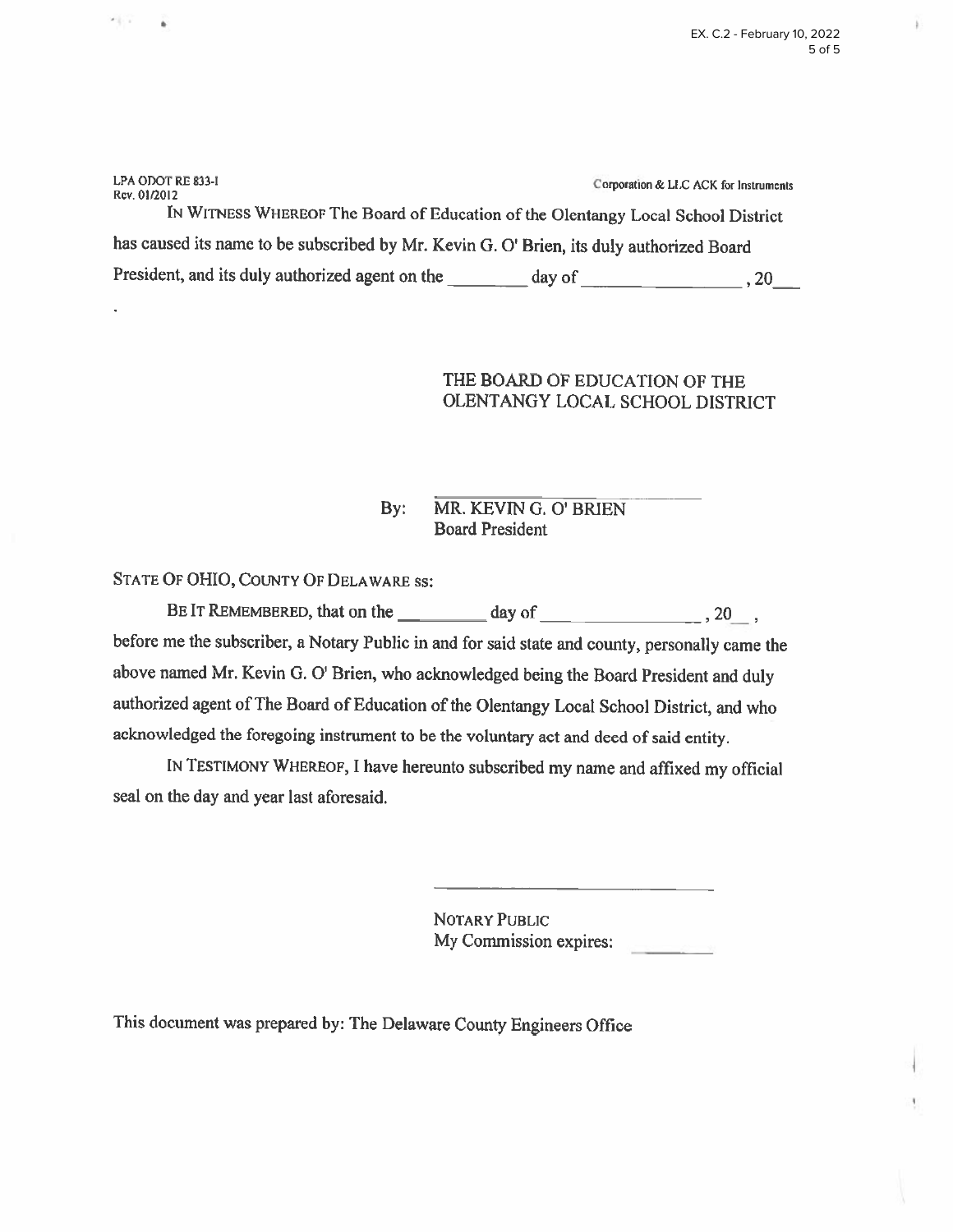LPA ODOT RE 833-I
Rev. 01/2012

Corporation & LLC ACK for Instruments

IN WITNESS WHEREOF The Board of Education of the Olentangy Local School District has caused its name to be subscribed by Mr. Kevin G. O' Brien, its duly authorized Board President, and its duly authorized agent on the ________ day of ________________, 20___.

THE BOARD OF EDUCATION OF THE
OLENTANGY LOCAL SCHOOL DISTRICT

By: ______________________________
MR. KEVIN G. O' BRIEN
Board President

STATE OF OHIO, COUNTY OF DELAWARE ss:

BE IT REMEMBERED, that on the ________ day of ________________, 20__,
before me the subscriber, a Notary Public in and for said state and county, personally came the above named Mr. Kevin G. O' Brien, who acknowledged being the Board President and duly authorized agent of The Board of Education of the Olentangy Local School District, and who acknowledged the foregoing instrument to be the voluntary act and deed of said entity.

IN TESTIMONY WHEREOF, I have hereunto subscribed my name and affixed my official seal on the day and year last aforesaid.

______________________________
NOTARY PUBLIC
My Commission expires: ________

This document was prepared by: The Delaware County Engineers Office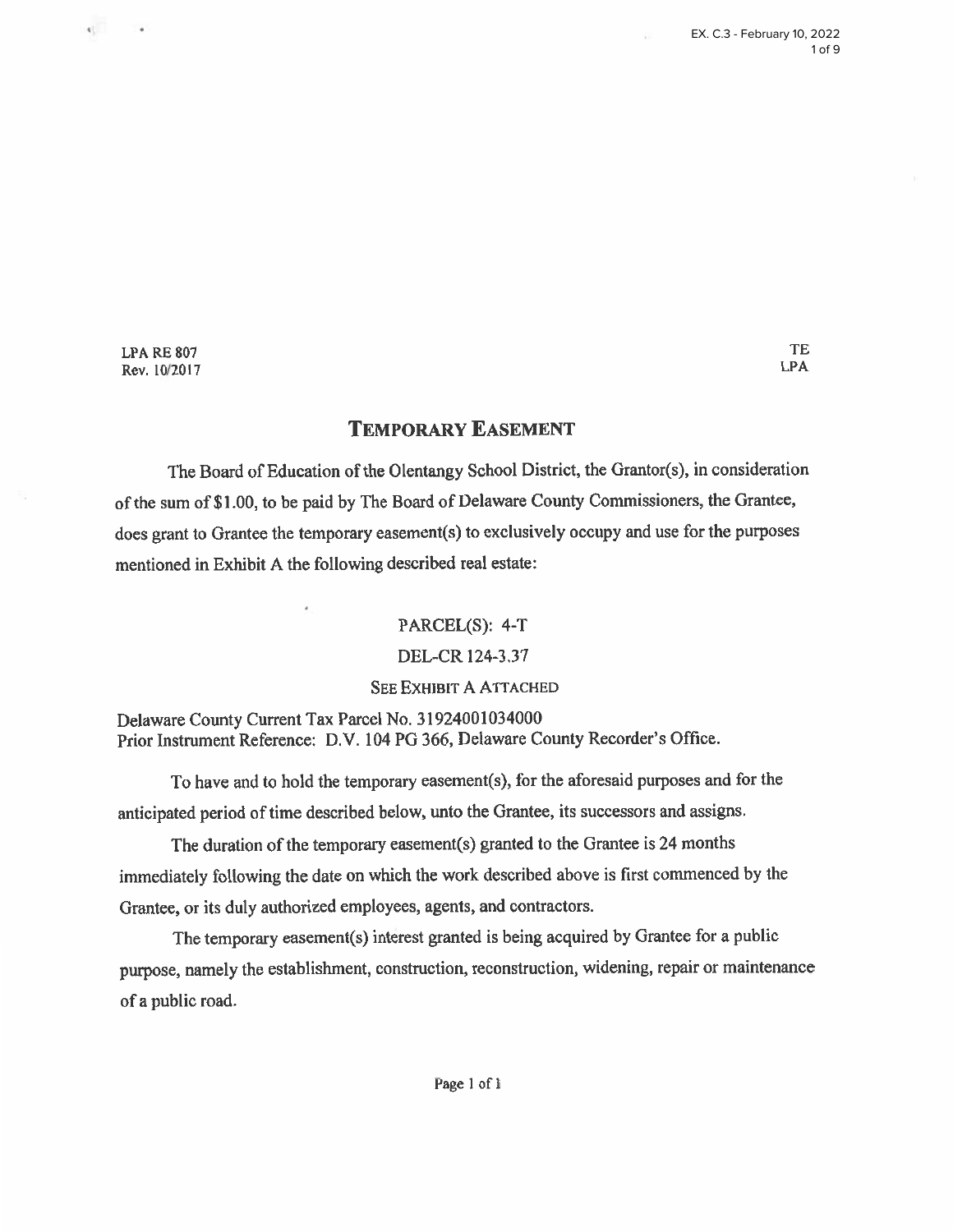LPA RE 807
Rev. 10/2017

TE
LPA

# TEMPORARY EASEMENT

The Board of Education of the Olentangy School District, the Grantor(s), in consideration of the sum of $1.00, to be paid by The Board of Delaware County Commissioners, the Grantee, does grant to Grantee the temporary easement(s) to exclusively occupy and use for the purposes mentioned in Exhibit A the following described real estate:

PARCEL(S): 4-T

DEL-CR 124-3.37

SEE EXHIBIT A ATTACHED

Delaware County Current Tax Parcel No. 31924001034000
Prior Instrument Reference: D.V. 104 PG 366, Delaware County Recorder's Office.

To have and to hold the temporary easement(s), for the aforesaid purposes and for the anticipated period of time described below, unto the Grantee, its successors and assigns.

The duration of the temporary easement(s) granted to the Grantee is 24 months immediately following the date on which the work described above is first commenced by the Grantee, or its duly authorized employees, agents, and contractors.

The temporary easement(s) interest granted is being acquired by Grantee for a public purpose, namely the establishment, construction, reconstruction, widening, repair or maintenance of a public road.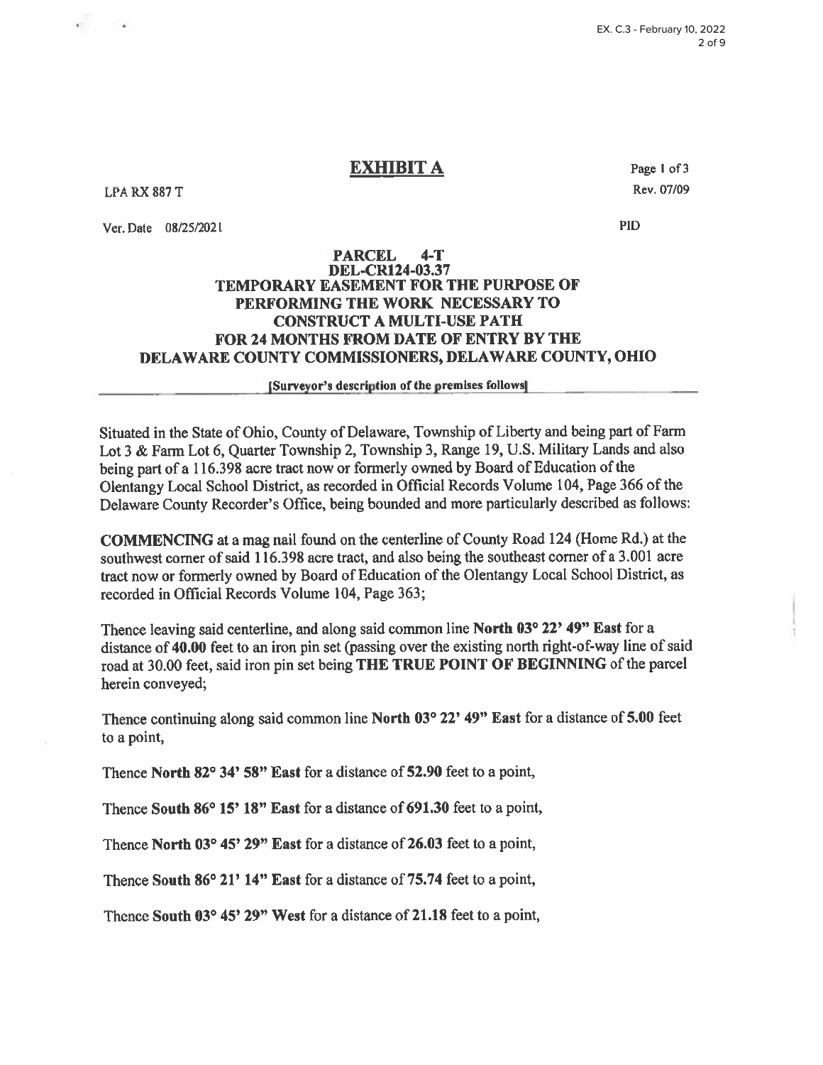# EXHIBIT A

LPA RX 887 T

Page 1 of 3

Rev. 07/09

Ver. Date 08/25/2021

PID

**PARCEL 4-T**
**DEL-CR124-03.37**
**TEMPORARY EASEMENT FOR THE PURPOSE OF PERFORMING THE WORK NECESSARY TO CONSTRUCT A MULTI-USE PATH FOR 24 MONTHS FROM DATE OF ENTRY BY THE DELAWARE COUNTY COMMISSIONERS, DELAWARE COUNTY, OHIO**

[Surveyor's description of the premises follows]

Situated in the State of Ohio, County of Delaware, Township of Liberty and being part of Farm Lot 3 & Farm Lot 6, Quarter Township 2, Township 3, Range 19, U.S. Military Lands and also being part of a 116.398 acre tract now or formerly owned by Board of Education of the Olentangy Local School District, as recorded in Official Records Volume 104, Page 366 of the Delaware County Recorder's Office, being bounded and more particularly described as follows:

**COMMENCING** at a mag nail found on the centerline of County Road 124 (Home Rd.) at the southwest corner of said 116.398 acre tract, and also being the southeast corner of a 3.001 acre tract now or formerly owned by Board of Education of the Olentangy Local School District, as recorded in Official Records Volume 104, Page 363;

Thence leaving said centerline, and along said common line **North 03° 22' 49" East** for a distance of **40.00** feet to an iron pin set (passing over the existing north right-of-way line of said road at 30.00 feet, said iron pin set being **THE TRUE POINT OF BEGINNING** of the parcel herein conveyed;

Thence continuing along said common line **North 03° 22' 49" East** for a distance of **5.00** feet to a point,

Thence **North 82° 34' 58" East** for a distance of **52.90** feet to a point,

Thence **South 86° 15' 18" East** for a distance of **691.30** feet to a point,

Thence **North 03° 45' 29" East** for a distance of **26.03** feet to a point,

Thence **South 86° 21' 14" East** for a distance of **75.74** feet to a point,

Thence **South 03° 45' 29" West** for a distance of **21.18** feet to a point,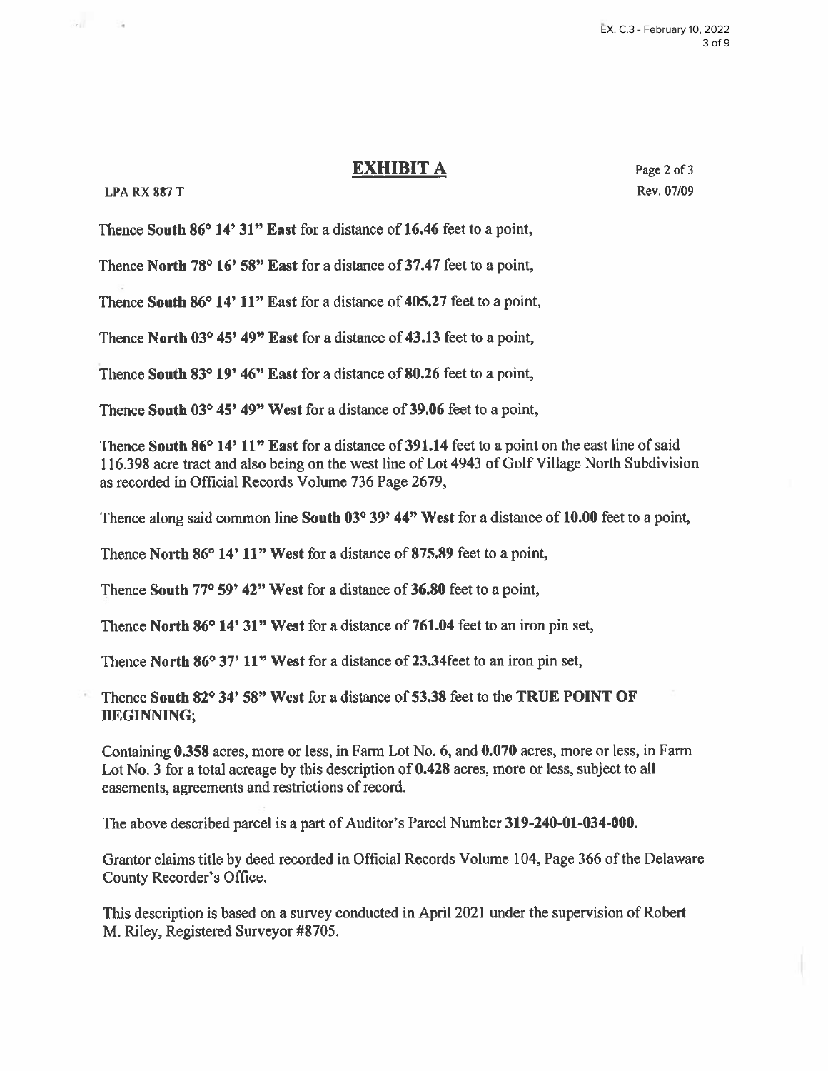## EXHIBIT A

LPA RX 887 T

Page 2 of 3
Rev. 07/09

Thence **South 86° 14' 31" East** for a distance of **16.46** feet to a point,

Thence **North 78° 16' 58" East** for a distance of **37.47** feet to a point,

Thence **South 86° 14' 11" East** for a distance of **405.27** feet to a point,

Thence **North 03° 45' 49" East** for a distance of **43.13** feet to a point,

Thence **South 83° 19' 46" East** for a distance of **80.26** feet to a point,

Thence **South 03° 45' 49" West** for a distance of **39.06** feet to a point,

Thence **South 86° 14' 11" East** for a distance of **391.14** feet to a point on the east line of said 116.398 acre tract and also being on the west line of Lot 4943 of Golf Village North Subdivision as recorded in Official Records Volume 736 Page 2679,

Thence along said common line **South 03° 39' 44" West** for a distance of **10.00** feet to a point,

Thence **North 86° 14' 11" West** for a distance of **875.89** feet to a point,

Thence **South 77° 59' 42" West** for a distance of **36.80** feet to a point,

Thence **North 86° 14' 31" West** for a distance of **761.04** feet to an iron pin set,

Thence **North 86° 37' 11" West** for a distance of **23.34**feet to an iron pin set,

Thence **South 82° 34' 58" West** for a distance of **53.38** feet to the **TRUE POINT OF BEGINNING**;

Containing **0.358** acres, more or less, in Farm Lot No. 6, and **0.070** acres, more or less, in Farm Lot No. 3 for a total acreage by this description of **0.428** acres, more or less, subject to all easements, agreements and restrictions of record.

The above described parcel is a part of Auditor's Parcel Number **319-240-01-034-000**.

Grantor claims title by deed recorded in Official Records Volume 104, Page 366 of the Delaware County Recorder's Office.

This description is based on a survey conducted in April 2021 under the supervision of Robert M. Riley, Registered Surveyor #8705.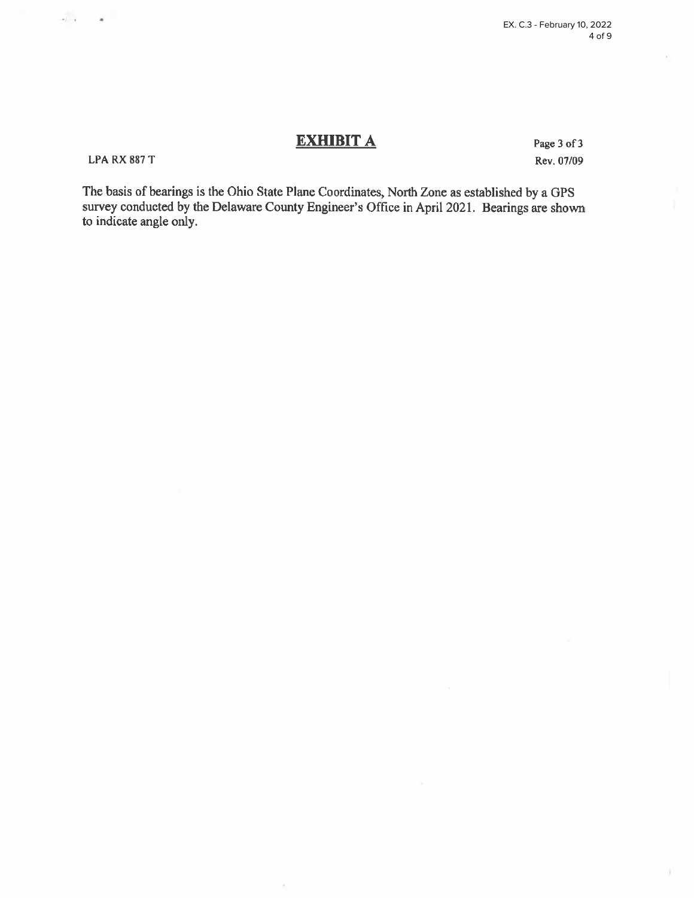# EXHIBIT A

LPA RX 887 T

Page 3 of 3
Rev. 07/09

The basis of bearings is the Ohio State Plane Coordinates, North Zone as established by a GPS survey conducted by the Delaware County Engineer's Office in April 2021. Bearings are shown to indicate angle only.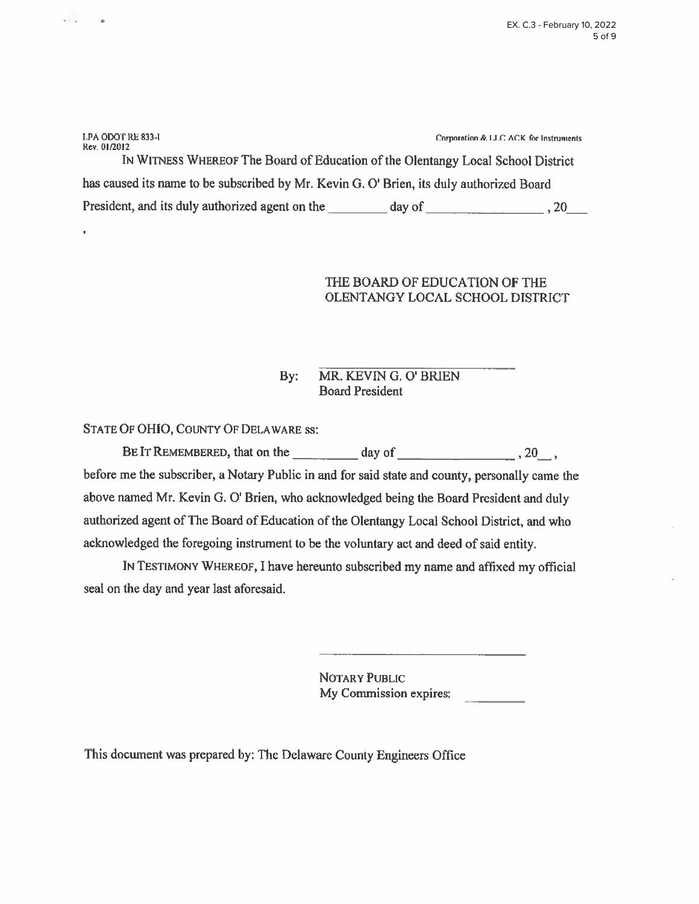LPA ODOT RE 833-I
Rev. 01/2012

Corporation & LLC ACK for Instruments

IN WITNESS WHEREOF The Board of Education of the Olentangy Local School District has caused its name to be subscribed by Mr. Kevin G. O' Brien, its duly authorized Board President, and its duly authorized agent on the _________ day of _________________ , 20___

THE BOARD OF EDUCATION OF THE OLENTANGY LOCAL SCHOOL DISTRICT

By: ______________________________
MR. KEVIN G. O' BRIEN
Board President

STATE OF OHIO, COUNTY OF DELAWARE ss:

BE IT REMEMBERED, that on the _________ day of _________________ , 20__ , before me the subscriber, a Notary Public in and for said state and county, personally came the above named Mr. Kevin G. O' Brien, who acknowledged being the Board President and duly authorized agent of The Board of Education of the Olentangy Local School District, and who acknowledged the foregoing instrument to be the voluntary act and deed of said entity.

IN TESTIMONY WHEREOF, I have hereunto subscribed my name and affixed my official seal on the day and year last aforesaid.

______________________________
NOTARY PUBLIC
My Commission expires: __________

This document was prepared by: The Delaware County Engineers Office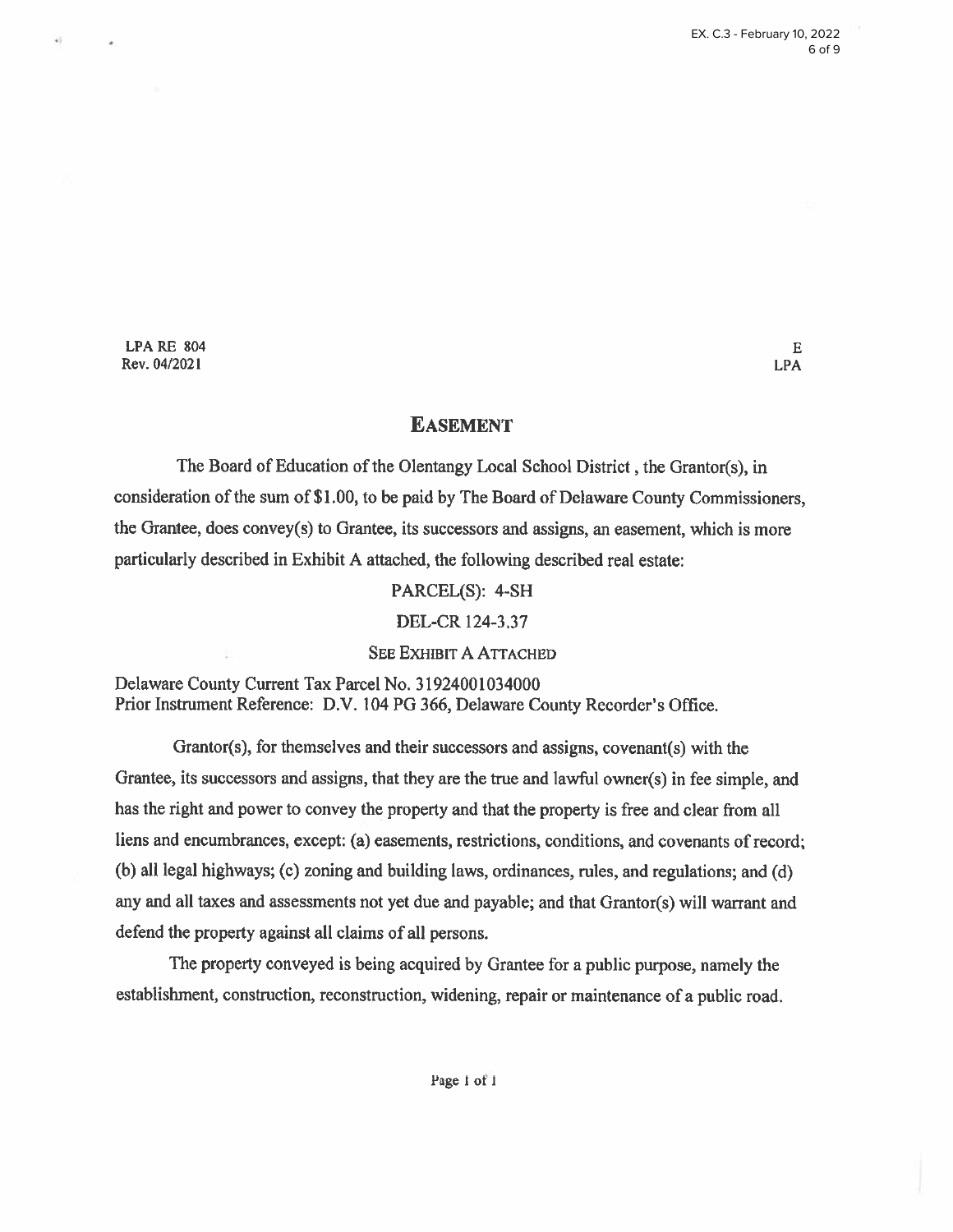LPA RE 804
Rev. 04/2021

E
LPA

# EASEMENT

The Board of Education of the Olentangy Local School District , the Grantor(s), in consideration of the sum of $1.00, to be paid by The Board of Delaware County Commissioners, the Grantee, does convey(s) to Grantee, its successors and assigns, an easement, which is more particularly described in Exhibit A attached, the following described real estate:

PARCEL(S): 4-SH

DEL-CR 124-3.37

SEE EXHIBIT A ATTACHED

Delaware County Current Tax Parcel No. 31924001034000
Prior Instrument Reference: D.V. 104 PG 366, Delaware County Recorder's Office.

Grantor(s), for themselves and their successors and assigns, covenant(s) with the Grantee, its successors and assigns, that they are the true and lawful owner(s) in fee simple, and has the right and power to convey the property and that the property is free and clear from all liens and encumbrances, except: (a) easements, restrictions, conditions, and covenants of record; (b) all legal highways; (c) zoning and building laws, ordinances, rules, and regulations; and (d) any and all taxes and assessments not yet due and payable; and that Grantor(s) will warrant and defend the property against all claims of all persons.

The property conveyed is being acquired by Grantee for a public purpose, namely the establishment, construction, reconstruction, widening, repair or maintenance of a public road.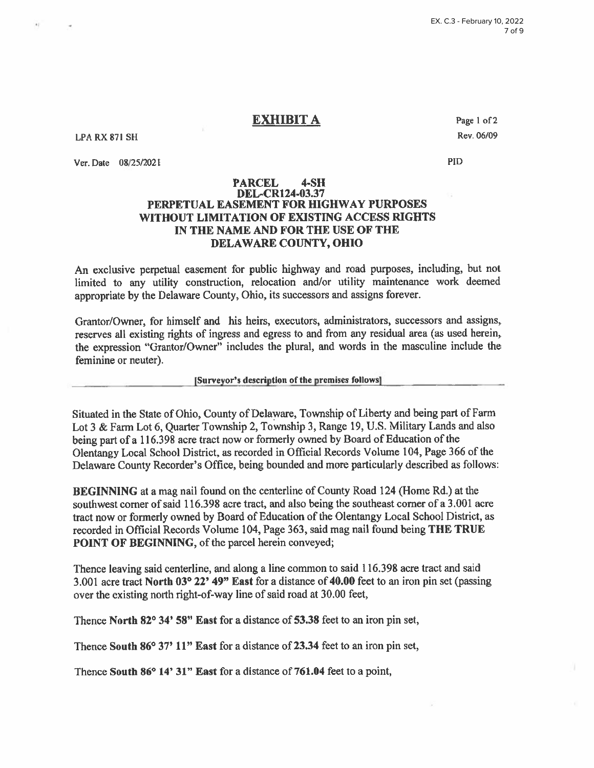# EXHIBIT A

LPA RX 871 SH

Page 1 of 2

Rev. 06/09

Ver. Date 08/25/2021

PID

**PARCEL 4-SH**
**DEL-CR124-03.37**
**PERPETUAL EASEMENT FOR HIGHWAY PURPOSES**
**WITHOUT LIMITATION OF EXISTING ACCESS RIGHTS**
**IN THE NAME AND FOR THE USE OF THE**
**DELAWARE COUNTY, OHIO**

An exclusive perpetual easement for public highway and road purposes, including, but not limited to any utility construction, relocation and/or utility maintenance work deemed appropriate by the Delaware County, Ohio, its successors and assigns forever.

Grantor/Owner, for himself and his heirs, executors, administrators, successors and assigns, reserves all existing rights of ingress and egress to and from any residual area (as used herein, the expression "Grantor/Owner" includes the plural, and words in the masculine include the feminine or neuter).

[Surveyor's description of the premises follows]

---

Situated in the State of Ohio, County of Delaware, Township of Liberty and being part of Farm Lot 3 & Farm Lot 6, Quarter Township 2, Township 3, Range 19, U.S. Military Lands and also being part of a 116.398 acre tract now or formerly owned by Board of Education of the Olentangy Local School District, as recorded in Official Records Volume 104, Page 366 of the Delaware County Recorder's Office, being bounded and more particularly described as follows:

**BEGINNING** at a mag nail found on the centerline of County Road 124 (Home Rd.) at the southwest corner of said 116.398 acre tract, and also being the southeast corner of a 3.001 acre tract now or formerly owned by Board of Education of the Olentangy Local School District, as recorded in Official Records Volume 104, Page 363, said mag nail found being **THE TRUE POINT OF BEGINNING**, of the parcel herein conveyed;

Thence leaving said centerline, and along a line common to said 116.398 acre tract and said 3.001 acre tract **North 03° 22' 49" East** for a distance of **40.00** feet to an iron pin set (passing over the existing north right-of-way line of said road at 30.00 feet,

Thence **North 82° 34' 58" East** for a distance of **53.38** feet to an iron pin set,

Thence **South 86° 37' 11" East** for a distance of **23.34** feet to an iron pin set,

Thence **South 86° 14' 31" East** for a distance of **761.04** feet to a point,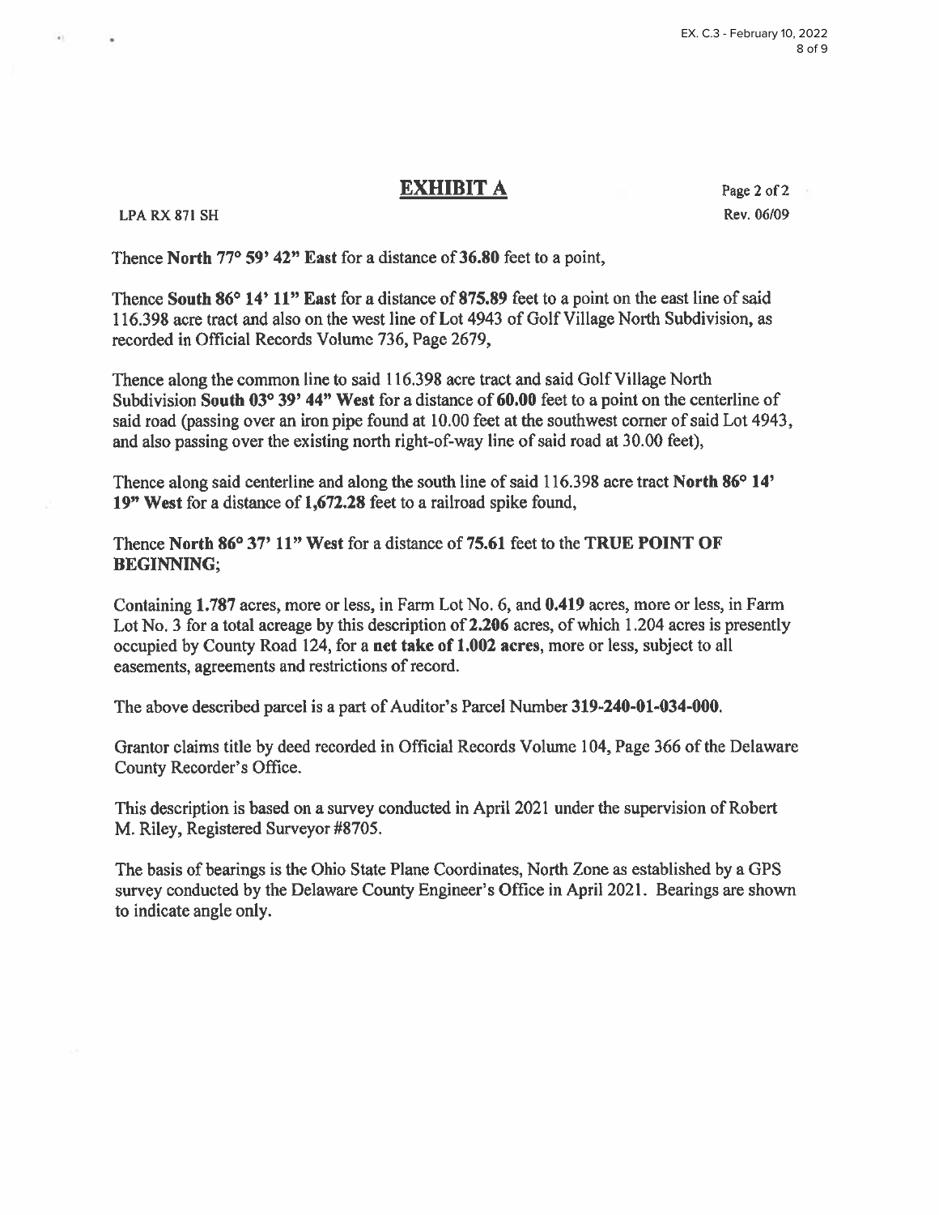## EXHIBIT A

LPA RX 871 SH

Page 2 of 2

Rev. 06/09

Thence **North 77° 59' 42" East** for a distance of **36.80** feet to a point,

Thence **South 86° 14' 11" East** for a distance of **875.89** feet to a point on the east line of said 116.398 acre tract and also on the west line of Lot 4943 of Golf Village North Subdivision, as recorded in Official Records Volume 736, Page 2679,

Thence along the common line to said 116.398 acre tract and said Golf Village North Subdivision **South 03° 39' 44" West** for a distance of **60.00** feet to a point on the centerline of said road (passing over an iron pipe found at 10.00 feet at the southwest corner of said Lot 4943, and also passing over the existing north right-of-way line of said road at 30.00 feet),

Thence along said centerline and along the south line of said 116.398 acre tract **North 86° 14' 19" West** for a distance of **1,672.28** feet to a railroad spike found,

Thence **North 86° 37' 11" West** for a distance of **75.61** feet to the **TRUE POINT OF BEGINNING**;

Containing **1.787** acres, more or less, in Farm Lot No. 6, and **0.419** acres, more or less, in Farm Lot No. 3 for a total acreage by this description of **2.206** acres, of which 1.204 acres is presently occupied by County Road 124, for a **net take of 1.002 acres**, more or less, subject to all easements, agreements and restrictions of record.

The above described parcel is a part of Auditor's Parcel Number **319-240-01-034-000**.

Grantor claims title by deed recorded in Official Records Volume 104, Page 366 of the Delaware County Recorder's Office.

This description is based on a survey conducted in April 2021 under the supervision of Robert M. Riley, Registered Surveyor #8705.

The basis of bearings is the Ohio State Plane Coordinates, North Zone as established by a GPS survey conducted by the Delaware County Engineer's Office in April 2021. Bearings are shown to indicate angle only.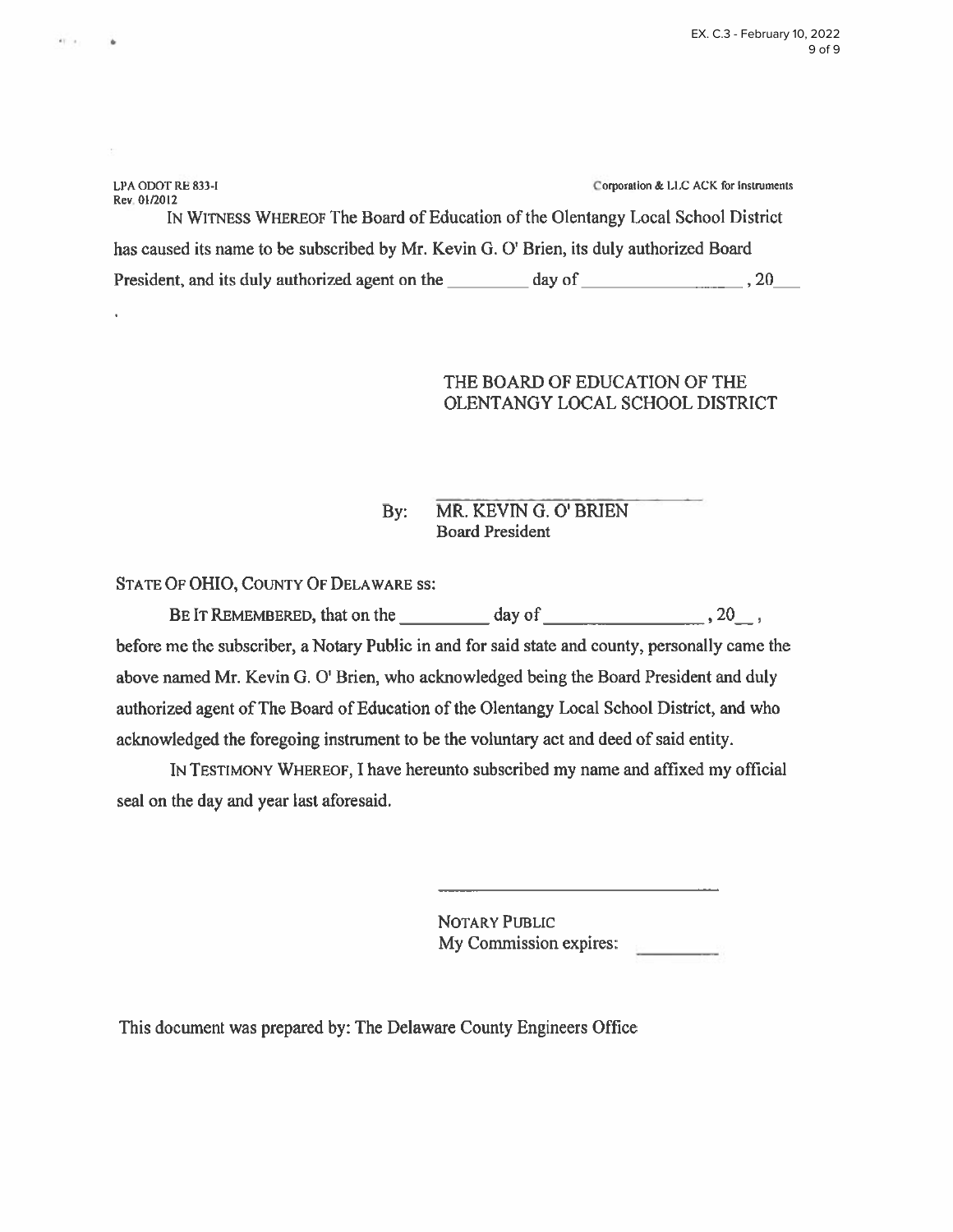LPA ODOT RE 833-I
Rev. 01/2012

Corporation & LLC ACK for Instruments

IN WITNESS WHEREOF The Board of Education of the Olentangy Local School District has caused its name to be subscribed by Mr. Kevin G. O' Brien, its duly authorized Board President, and its duly authorized agent on the _________ day of _________________, 20___

THE BOARD OF EDUCATION OF THE OLENTANGY LOCAL SCHOOL DISTRICT

By: ______________________________
MR. KEVIN G. O' BRIEN
Board President

STATE OF OHIO, COUNTY OF DELAWARE ss:

BE IT REMEMBERED, that on the _________ day of _________________, 20__, before me the subscriber, a Notary Public in and for said state and county, personally came the above named Mr. Kevin G. O' Brien, who acknowledged being the Board President and duly authorized agent of The Board of Education of the Olentangy Local School District, and who acknowledged the foregoing instrument to be the voluntary act and deed of said entity.

IN TESTIMONY WHEREOF, I have hereunto subscribed my name and affixed my official seal on the day and year last aforesaid.

______________________________
NOTARY PUBLIC
My Commission expires: _________

This document was prepared by: The Delaware County Engineers Office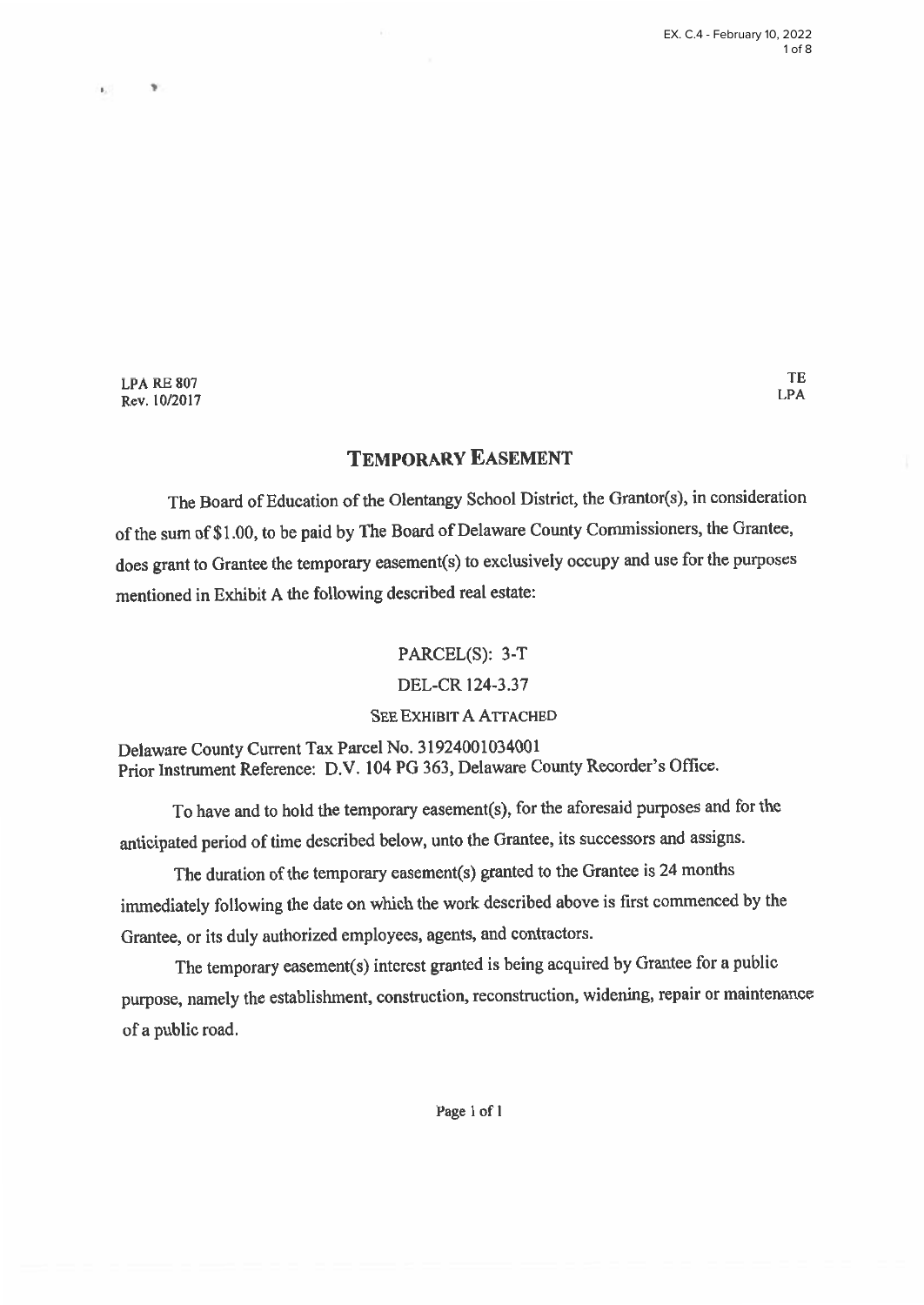LPA RE 807
Rev. 10/2017

TE
LPA

# TEMPORARY EASEMENT

The Board of Education of the Olentangy School District, the Grantor(s), in consideration of the sum of $1.00, to be paid by The Board of Delaware County Commissioners, the Grantee, does grant to Grantee the temporary easement(s) to exclusively occupy and use for the purposes mentioned in Exhibit A the following described real estate:

PARCEL(S): 3-T

DEL-CR 124-3.37

SEE EXHIBIT A ATTACHED

Delaware County Current Tax Parcel No. 31924001034001
Prior Instrument Reference: D.V. 104 PG 363, Delaware County Recorder's Office.

To have and to hold the temporary easement(s), for the aforesaid purposes and for the anticipated period of time described below, unto the Grantee, its successors and assigns.

The duration of the temporary easement(s) granted to the Grantee is 24 months immediately following the date on which the work described above is first commenced by the Grantee, or its duly authorized employees, agents, and contractors.

The temporary easement(s) interest granted is being acquired by Grantee for a public purpose, namely the establishment, construction, reconstruction, widening, repair or maintenance of a public road.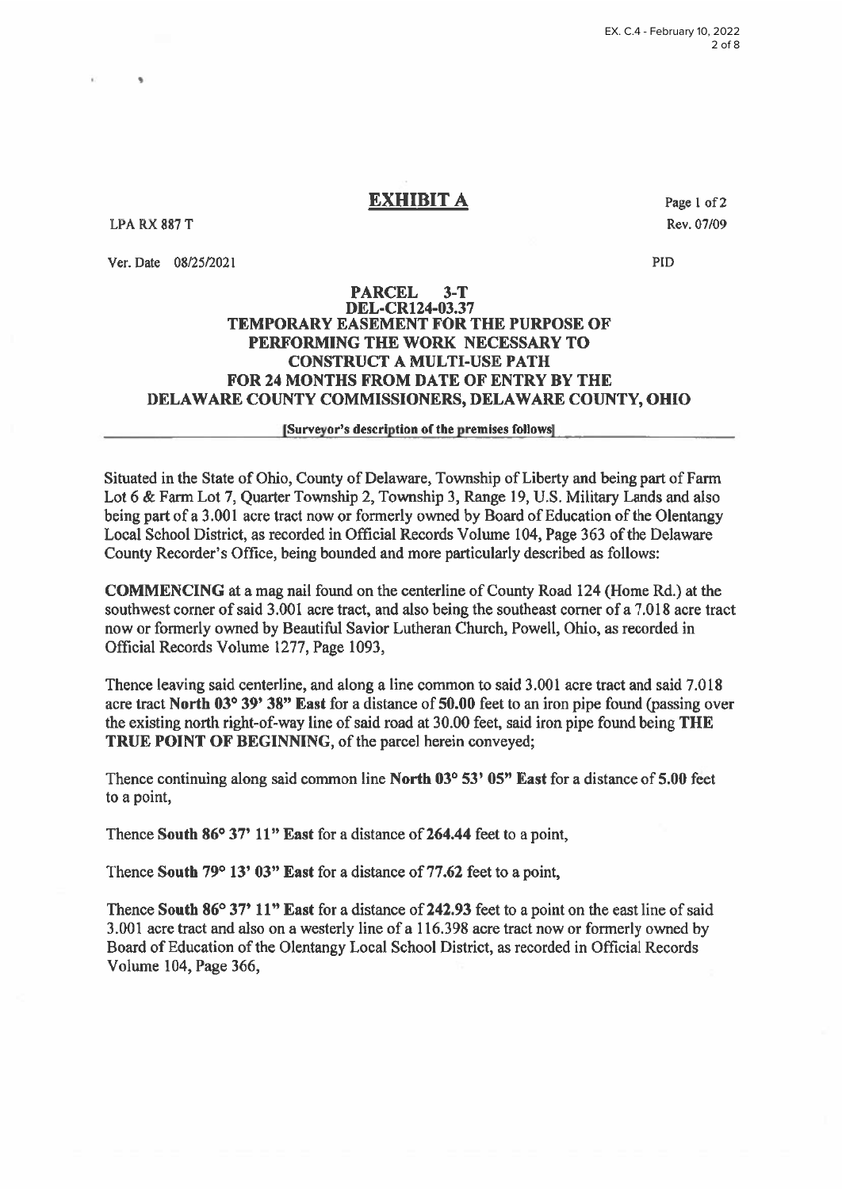# EXHIBIT A

LPA RX 887 T

Page 1 of 2

Rev. 07/09

Ver. Date 08/25/2021

PID

**PARCEL 3-T**
**DEL-CR124-03.37**
**TEMPORARY EASEMENT FOR THE PURPOSE OF PERFORMING THE WORK NECESSARY TO CONSTRUCT A MULTI-USE PATH FOR 24 MONTHS FROM DATE OF ENTRY BY THE DELAWARE COUNTY COMMISSIONERS, DELAWARE COUNTY, OHIO**

[Surveyor's description of the premises follows]

Situated in the State of Ohio, County of Delaware, Township of Liberty and being part of Farm Lot 6 & Farm Lot 7, Quarter Township 2, Township 3, Range 19, U.S. Military Lands and also being part of a 3.001 acre tract now or formerly owned by Board of Education of the Olentangy Local School District, as recorded in Official Records Volume 104, Page 363 of the Delaware County Recorder's Office, being bounded and more particularly described as follows:

**COMMENCING** at a mag nail found on the centerline of County Road 124 (Home Rd.) at the southwest corner of said 3.001 acre tract, and also being the southeast corner of a 7.018 acre tract now or formerly owned by Beautiful Savior Lutheran Church, Powell, Ohio, as recorded in Official Records Volume 1277, Page 1093,

Thence leaving said centerline, and along a line common to said 3.001 acre tract and said 7.018 acre tract **North 03° 39' 38" East** for a distance of **50.00** feet to an iron pipe found (passing over the existing north right-of-way line of said road at 30.00 feet, said iron pipe found being **THE TRUE POINT OF BEGINNING**, of the parcel herein conveyed;

Thence continuing along said common line **North 03° 53' 05" East** for a distance of **5.00** feet to a point,

Thence **South 86° 37' 11" East** for a distance of **264.44** feet to a point,

Thence **South 79° 13' 03" East** for a distance of **77.62** feet to a point,

Thence **South 86° 37' 11" East** for a distance of **242.93** feet to a point on the east line of said 3.001 acre tract and also on a westerly line of a 116.398 acre tract now or formerly owned by Board of Education of the Olentangy Local School District, as recorded in Official Records Volume 104, Page 366,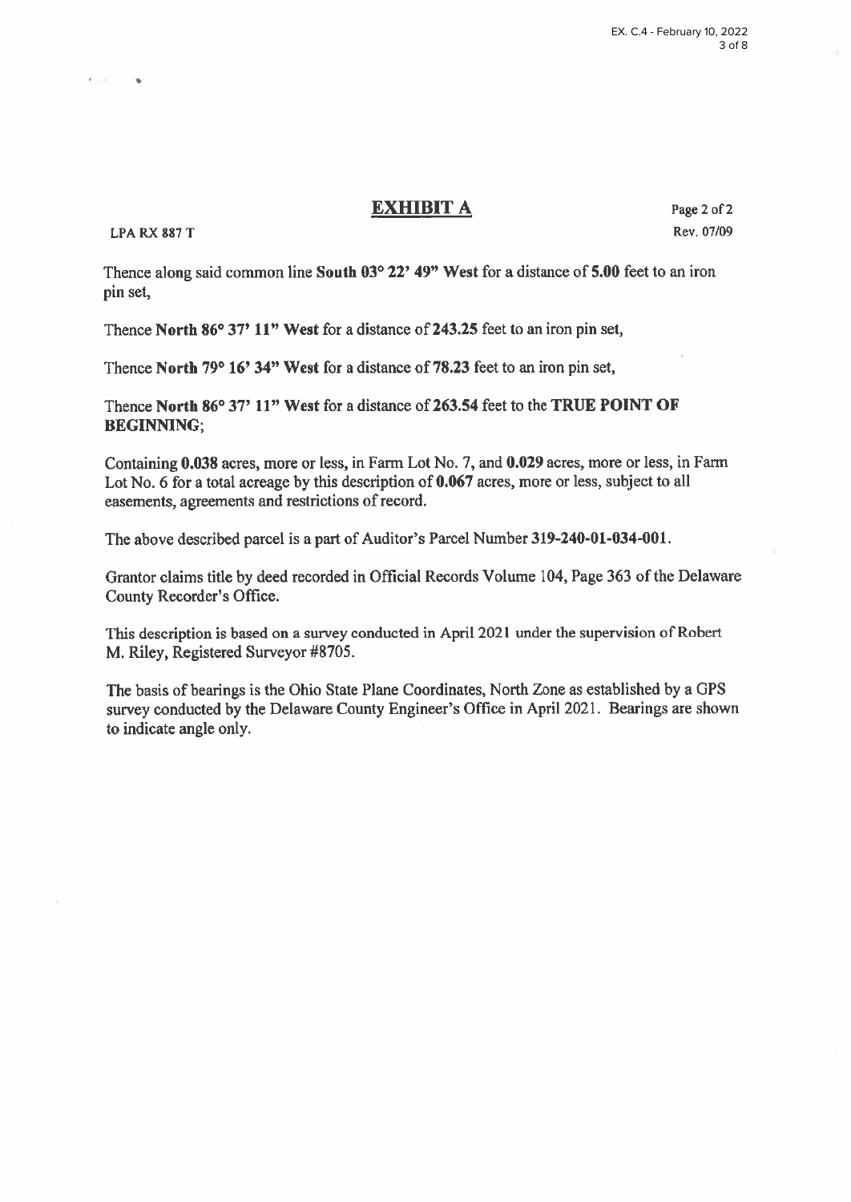## EXHIBIT A

LPA RX 887 T

Page 2 of 2

Rev. 07/09

Thence along said common line **South 03° 22' 49" West** for a distance of **5.00** feet to an iron pin set,

Thence **North 86° 37' 11" West** for a distance of **243.25** feet to an iron pin set,

Thence **North 79° 16' 34" West** for a distance of **78.23** feet to an iron pin set,

Thence **North 86° 37' 11" West** for a distance of **263.54** feet to the **TRUE POINT OF BEGINNING**;

Containing **0.038** acres, more or less, in Farm Lot No. 7, and **0.029** acres, more or less, in Farm Lot No. 6 for a total acreage by this description of **0.067** acres, more or less, subject to all easements, agreements and restrictions of record.

The above described parcel is a part of Auditor's Parcel Number **319-240-01-034-001**.

Grantor claims title by deed recorded in Official Records Volume 104, Page 363 of the Delaware County Recorder's Office.

This description is based on a survey conducted in April 2021 under the supervision of Robert M. Riley, Registered Surveyor #8705.

The basis of bearings is the Ohio State Plane Coordinates, North Zone as established by a GPS survey conducted by the Delaware County Engineer's Office in April 2021. Bearings are shown to indicate angle only.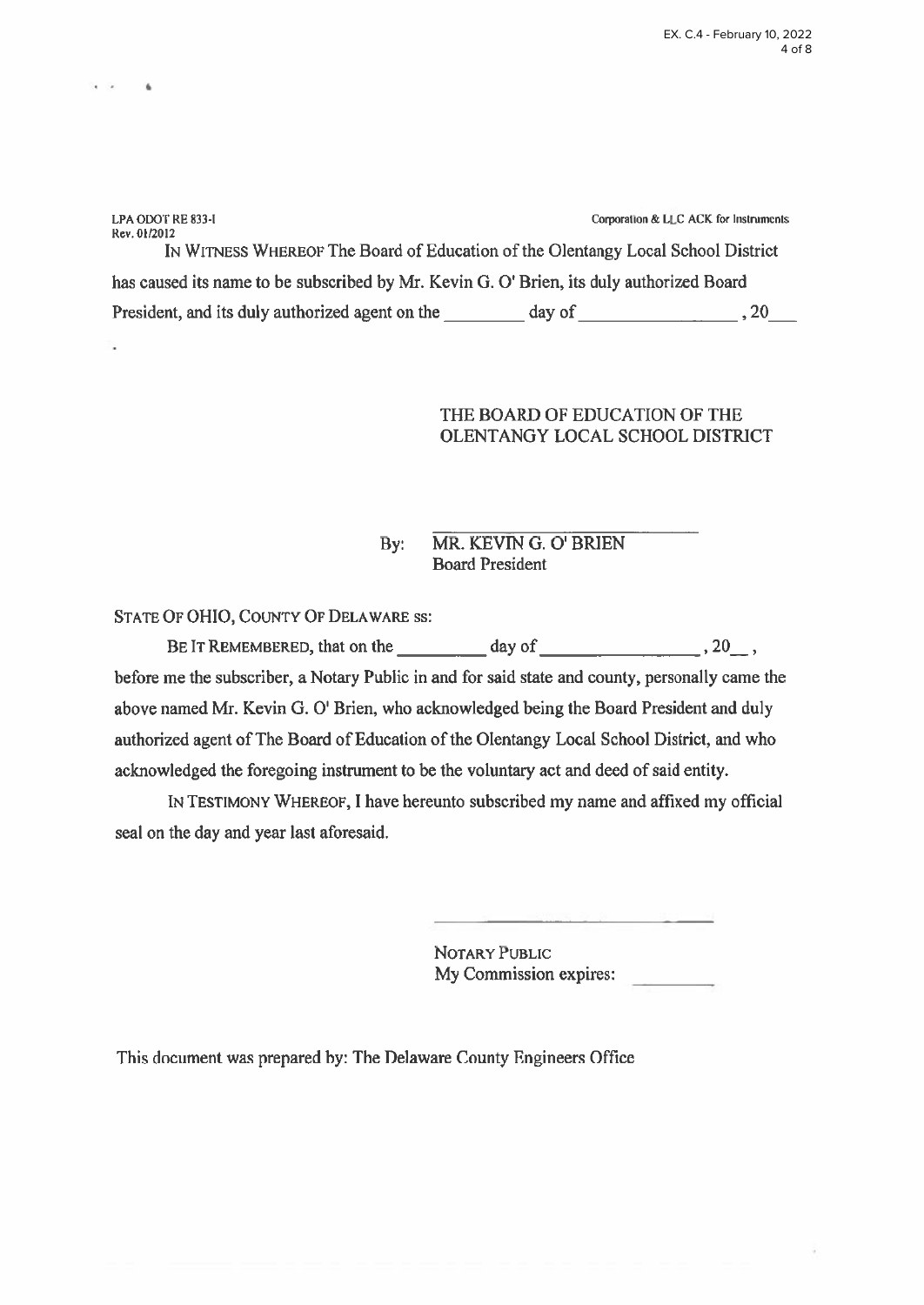LPA ODOT RE 833-I
Rev. 01/2012

Corporation & LLC ACK for Instruments

IN WITNESS WHEREOF The Board of Education of the Olentangy Local School District has caused its name to be subscribed by Mr. Kevin G. O' Brien, its duly authorized Board President, and its duly authorized agent on the _________ day of _________________ , 20___

THE BOARD OF EDUCATION OF THE OLENTANGY LOCAL SCHOOL DISTRICT

By: ______________________________
MR. KEVIN G. O' BRIEN
Board President

STATE OF OHIO, COUNTY OF DELAWARE ss:

BE IT REMEMBERED, that on the _________ day of _________________ , 20__ , before me the subscriber, a Notary Public in and for said state and county, personally came the above named Mr. Kevin G. O' Brien, who acknowledged being the Board President and duly authorized agent of The Board of Education of the Olentangy Local School District, and who acknowledged the foregoing instrument to be the voluntary act and deed of said entity.

IN TESTIMONY WHEREOF, I have hereunto subscribed my name and affixed my official seal on the day and year last aforesaid.

______________________________
NOTARY PUBLIC
My Commission expires: _________

This document was prepared by: The Delaware County Engineers Office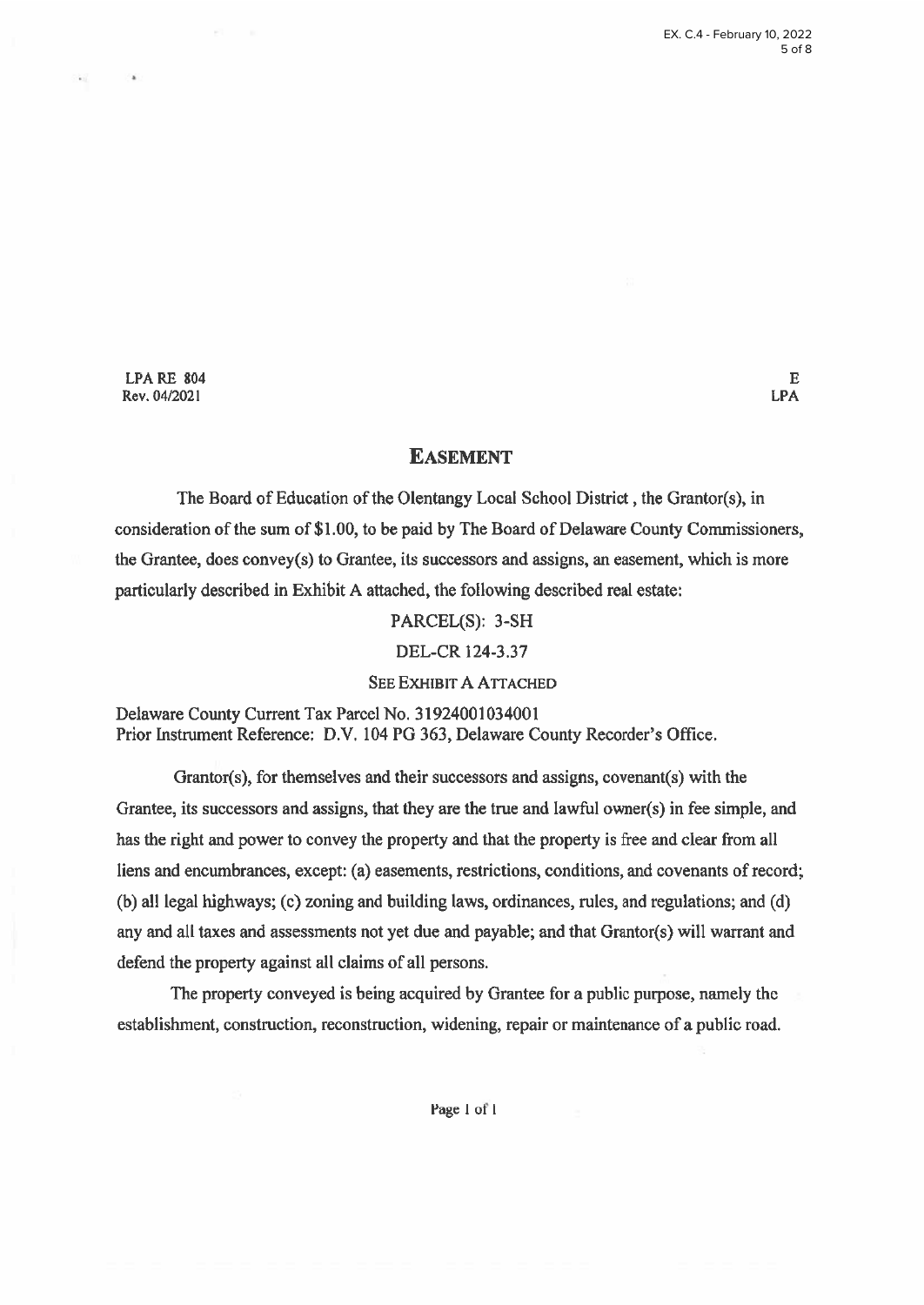LPA RE 804
Rev. 04/2021

E
LPA

# EASEMENT

The Board of Education of the Olentangy Local School District , the Grantor(s), in consideration of the sum of $1.00, to be paid by The Board of Delaware County Commissioners, the Grantee, does convey(s) to Grantee, its successors and assigns, an easement, which is more particularly described in Exhibit A attached, the following described real estate:

PARCEL(S): 3-SH

DEL-CR 124-3.37

SEE EXHIBIT A ATTACHED

Delaware County Current Tax Parcel No. 31924001034001
Prior Instrument Reference: D.V. 104 PG 363, Delaware County Recorder's Office.

Grantor(s), for themselves and their successors and assigns, covenant(s) with the Grantee, its successors and assigns, that they are the true and lawful owner(s) in fee simple, and has the right and power to convey the property and that the property is free and clear from all liens and encumbrances, except: (a) easements, restrictions, conditions, and covenants of record; (b) all legal highways; (c) zoning and building laws, ordinances, rules, and regulations; and (d) any and all taxes and assessments not yet due and payable; and that Grantor(s) will warrant and defend the property against all claims of all persons.

The property conveyed is being acquired by Grantee for a public purpose, namely the establishment, construction, reconstruction, widening, repair or maintenance of a public road.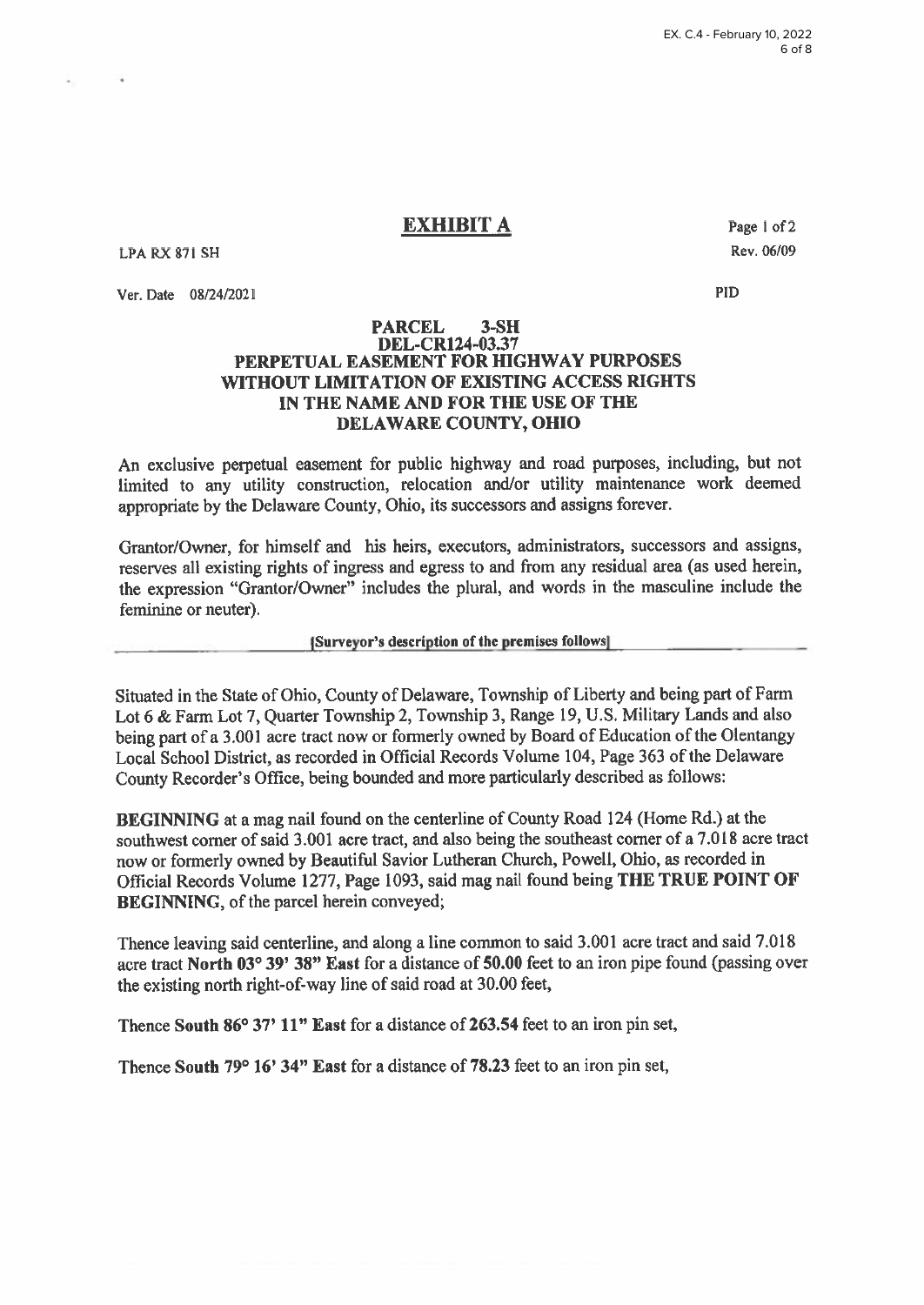# EXHIBIT A

LPA RX 871 SH

Page 1 of 2

Rev. 06/09

Ver. Date 08/24/2021

PID

**PARCEL 3-SH**
**DEL-CR124-03.37**
**PERPETUAL EASEMENT FOR HIGHWAY PURPOSES**
**WITHOUT LIMITATION OF EXISTING ACCESS RIGHTS**
**IN THE NAME AND FOR THE USE OF THE**
**DELAWARE COUNTY, OHIO**

An exclusive perpetual easement for public highway and road purposes, including, but not limited to any utility construction, relocation and/or utility maintenance work deemed appropriate by the Delaware County, Ohio, its successors and assigns forever.

Grantor/Owner, for himself and his heirs, executors, administrators, successors and assigns, reserves all existing rights of ingress and egress to and from any residual area (as used herein, the expression "Grantor/Owner" includes the plural, and words in the masculine include the feminine or neuter).

**[Surveyor's description of the premises follows]**

Situated in the State of Ohio, County of Delaware, Township of Liberty and being part of Farm Lot 6 & Farm Lot 7, Quarter Township 2, Township 3, Range 19, U.S. Military Lands and also being part of a 3.001 acre tract now or formerly owned by Board of Education of the Olentangy Local School District, as recorded in Official Records Volume 104, Page 363 of the Delaware County Recorder's Office, being bounded and more particularly described as follows:

**BEGINNING** at a mag nail found on the centerline of County Road 124 (Home Rd.) at the southwest corner of said 3.001 acre tract, and also being the southeast corner of a 7.018 acre tract now or formerly owned by Beautiful Savior Lutheran Church, Powell, Ohio, as recorded in Official Records Volume 1277, Page 1093, said mag nail found being **THE TRUE POINT OF BEGINNING**, of the parcel herein conveyed;

Thence leaving said centerline, and along a line common to said 3.001 acre tract and said 7.018 acre tract **North 03° 39' 38" East** for a distance of **50.00** feet to an iron pipe found (passing over the existing north right-of-way line of said road at 30.00 feet,

Thence **South 86° 37' 11" East** for a distance of **263.54** feet to an iron pin set,

Thence **South 79° 16' 34" East** for a distance of **78.23** feet to an iron pin set,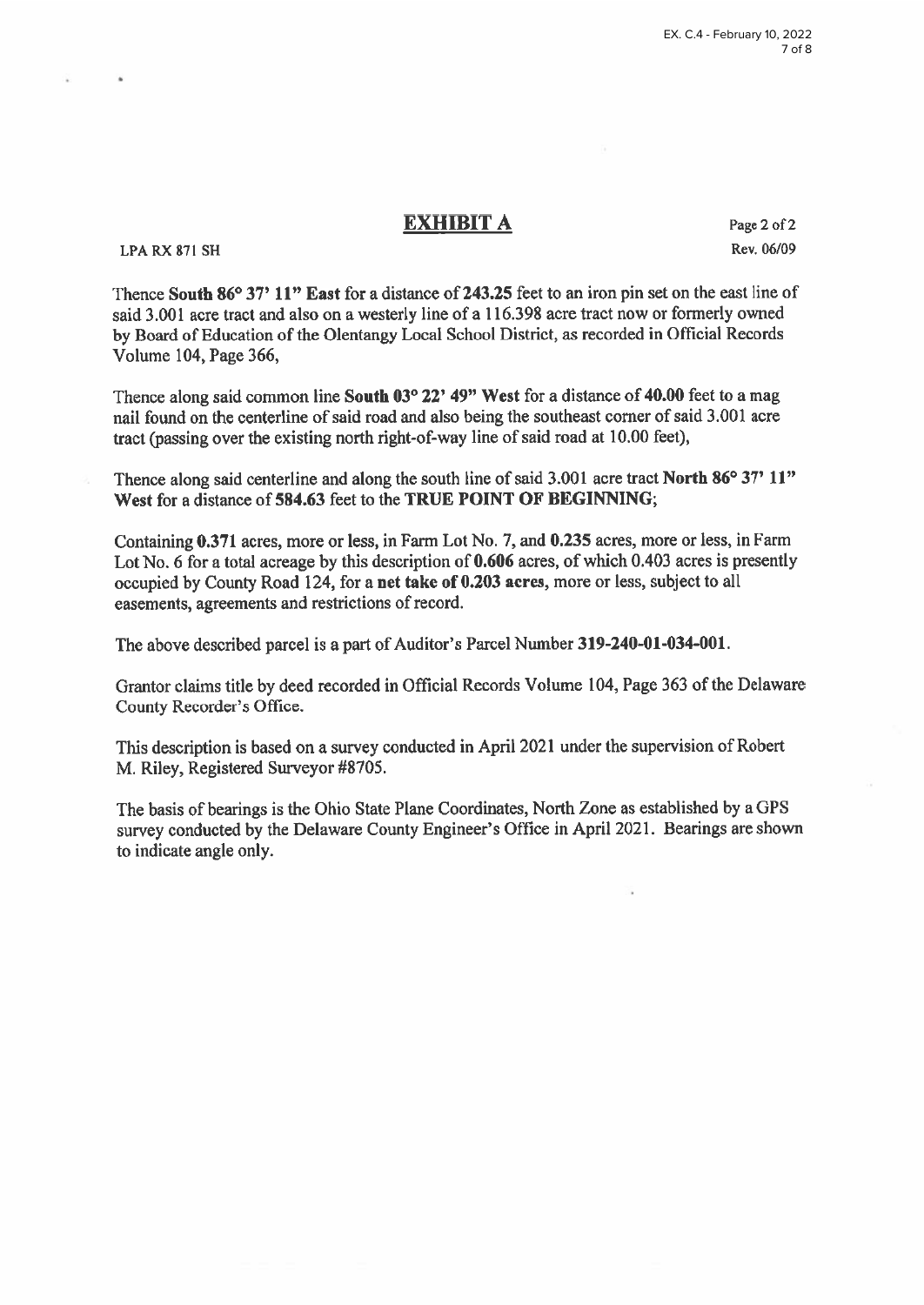# EXHIBIT A

LPA RX 871 SH

Page 2 of 2

Rev. 06/09

Thence **South 86° 37' 11" East** for a distance of **243.25** feet to an iron pin set on the east line of said 3.001 acre tract and also on a westerly line of a 116.398 acre tract now or formerly owned by Board of Education of the Olentangy Local School District, as recorded in Official Records Volume 104, Page 366,

Thence along said common line **South 03° 22' 49" West** for a distance of **40.00** feet to a mag nail found on the centerline of said road and also being the southeast corner of said 3.001 acre tract (passing over the existing north right-of-way line of said road at 10.00 feet),

Thence along said centerline and along the south line of said 3.001 acre tract **North 86° 37' 11" West** for a distance of **584.63** feet to the **TRUE POINT OF BEGINNING**;

Containing **0.371** acres, more or less, in Farm Lot No. 7, and **0.235** acres, more or less, in Farm Lot No. 6 for a total acreage by this description of **0.606** acres, of which 0.403 acres is presently occupied by County Road 124, for a **net take of 0.203 acres**, more or less, subject to all easements, agreements and restrictions of record.

The above described parcel is a part of Auditor's Parcel Number **319-240-01-034-001**.

Grantor claims title by deed recorded in Official Records Volume 104, Page 363 of the Delaware County Recorder's Office.

This description is based on a survey conducted in April 2021 under the supervision of Robert M. Riley, Registered Surveyor #8705.

The basis of bearings is the Ohio State Plane Coordinates, North Zone as established by a GPS survey conducted by the Delaware County Engineer's Office in April 2021. Bearings are shown to indicate angle only.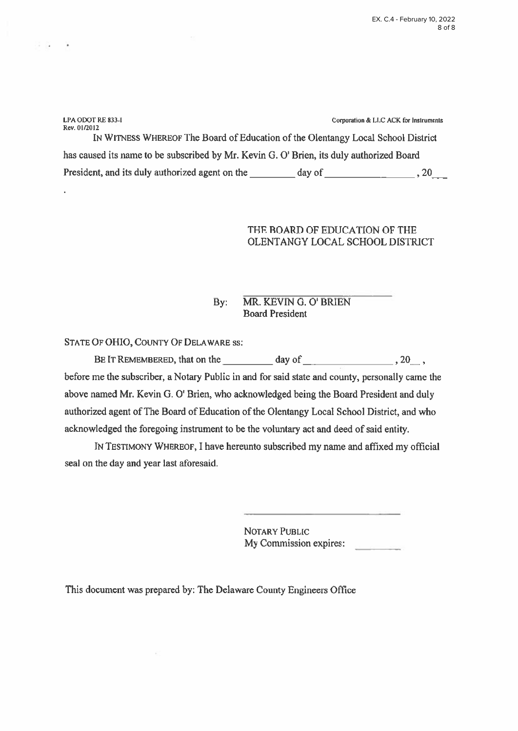LPA ODOT RE 833-I
Rev. 01/2012

Corporation & LLC ACK for Instruments

IN WITNESS WHEREOF The Board of Education of the Olentangy Local School District has caused its name to be subscribed by Mr. Kevin G. O' Brien, its duly authorized Board President, and its duly authorized agent on the ________ day of ________________, 20__

THE BOARD OF EDUCATION OF THE
OLENTANGY LOCAL SCHOOL DISTRICT

By: ____________________________
MR. KEVIN G. O' BRIEN
Board President

STATE OF OHIO, COUNTY OF DELAWARE ss:

BE IT REMEMBERED, that on the _________ day of ________________, 20__, before me the subscriber, a Notary Public in and for said state and county, personally came the above named Mr. Kevin G. O' Brien, who acknowledged being the Board President and duly authorized agent of The Board of Education of the Olentangy Local School District, and who acknowledged the foregoing instrument to be the voluntary act and deed of said entity.

IN TESTIMONY WHEREOF, I have hereunto subscribed my name and affixed my official seal on the day and year last aforesaid.

____________________________
NOTARY PUBLIC
My Commission expires: ________

This document was prepared by: The Delaware County Engineers Office